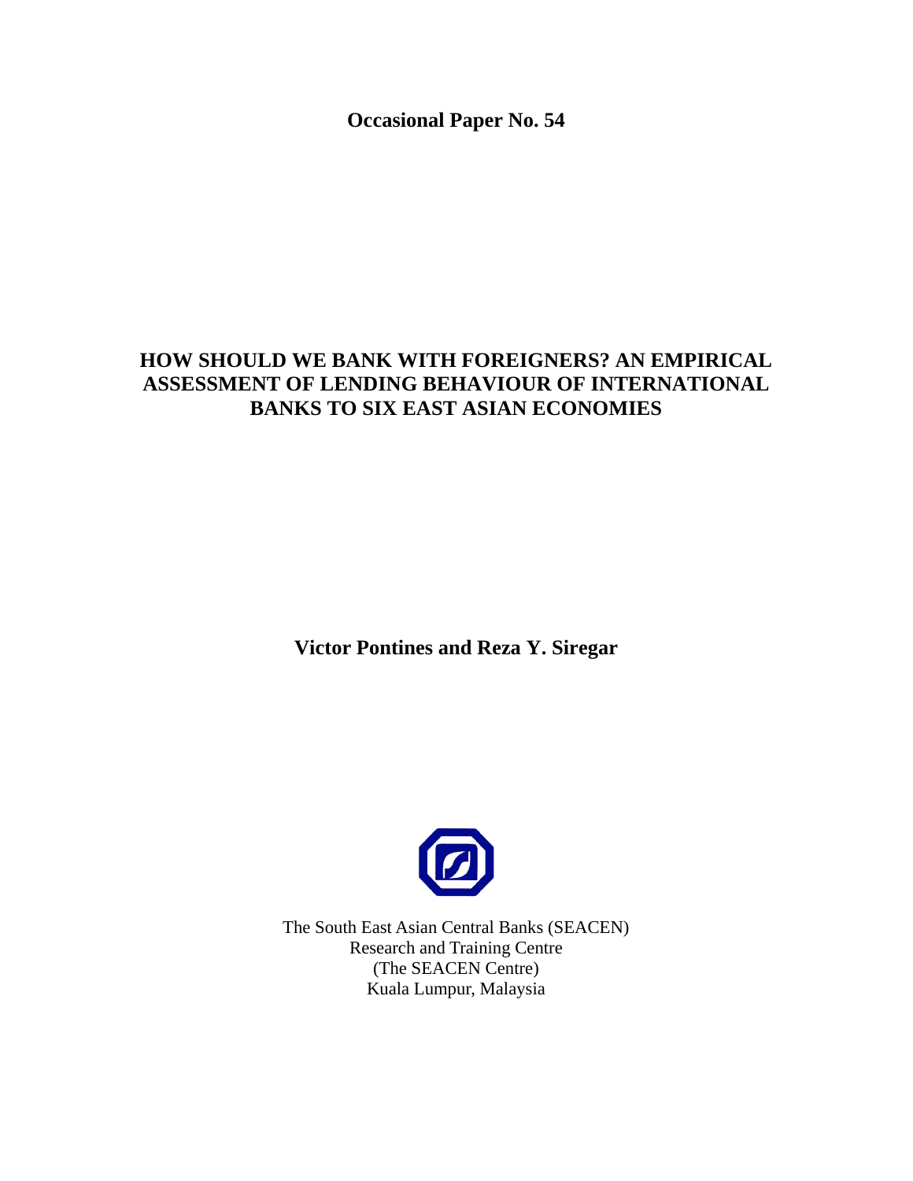**Occasional Paper No. 54**

# HOW SHOULD WE BANK WITH FOREIGNERS? AN EMPIRICAL ASSESSMENT OF LENDING BEHAVIOUR OF INTERNATIONAL BANKS TO SIX EAST ASIAN ECONOMIES

**Victor Pontines and Reza Y. Siregar**

The South East Asian Central Banks (SEACEN)
Research and Training Centre
(The SEACEN Centre)
Kuala Lumpur, Malaysia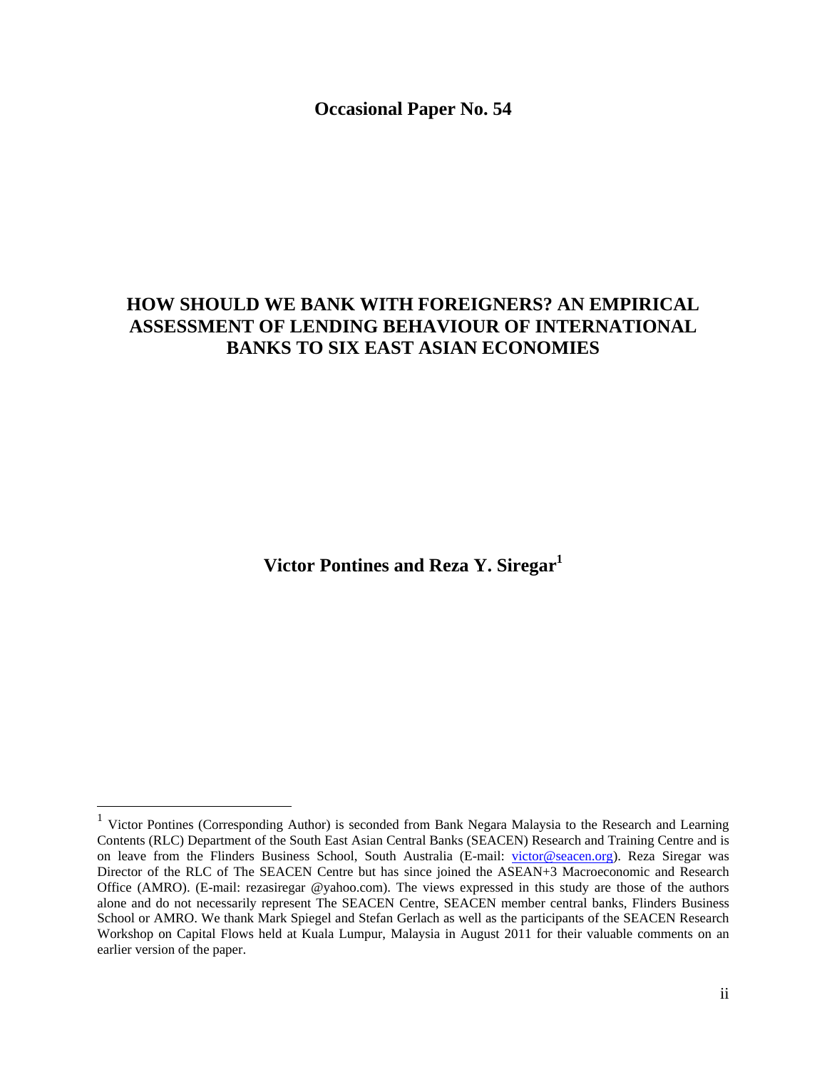**Occasional Paper No. 54**

# HOW SHOULD WE BANK WITH FOREIGNERS? AN EMPIRICAL ASSESSMENT OF LENDING BEHAVIOUR OF INTERNATIONAL BANKS TO SIX EAST ASIAN ECONOMIES

**Victor Pontines and Reza Y. Siregar[1]**

[1] Victor Pontines (Corresponding Author) is seconded from Bank Negara Malaysia to the Research and Learning Contents (RLC) Department of the South East Asian Central Banks (SEACEN) Research and Training Centre and is on leave from the Flinders Business School, South Australia (E-mail: victor@seacen.org). Reza Siregar was Director of the RLC of The SEACEN Centre but has since joined the ASEAN+3 Macroeconomic and Research Office (AMRO). (E-mail: rezasiregar @yahoo.com). The views expressed in this study are those of the authors alone and do not necessarily represent The SEACEN Centre, SEACEN member central banks, Flinders Business School or AMRO. We thank Mark Spiegel and Stefan Gerlach as well as the participants of the SEACEN Research Workshop on Capital Flows held at Kuala Lumpur, Malaysia in August 2011 for their valuable comments on an earlier version of the paper.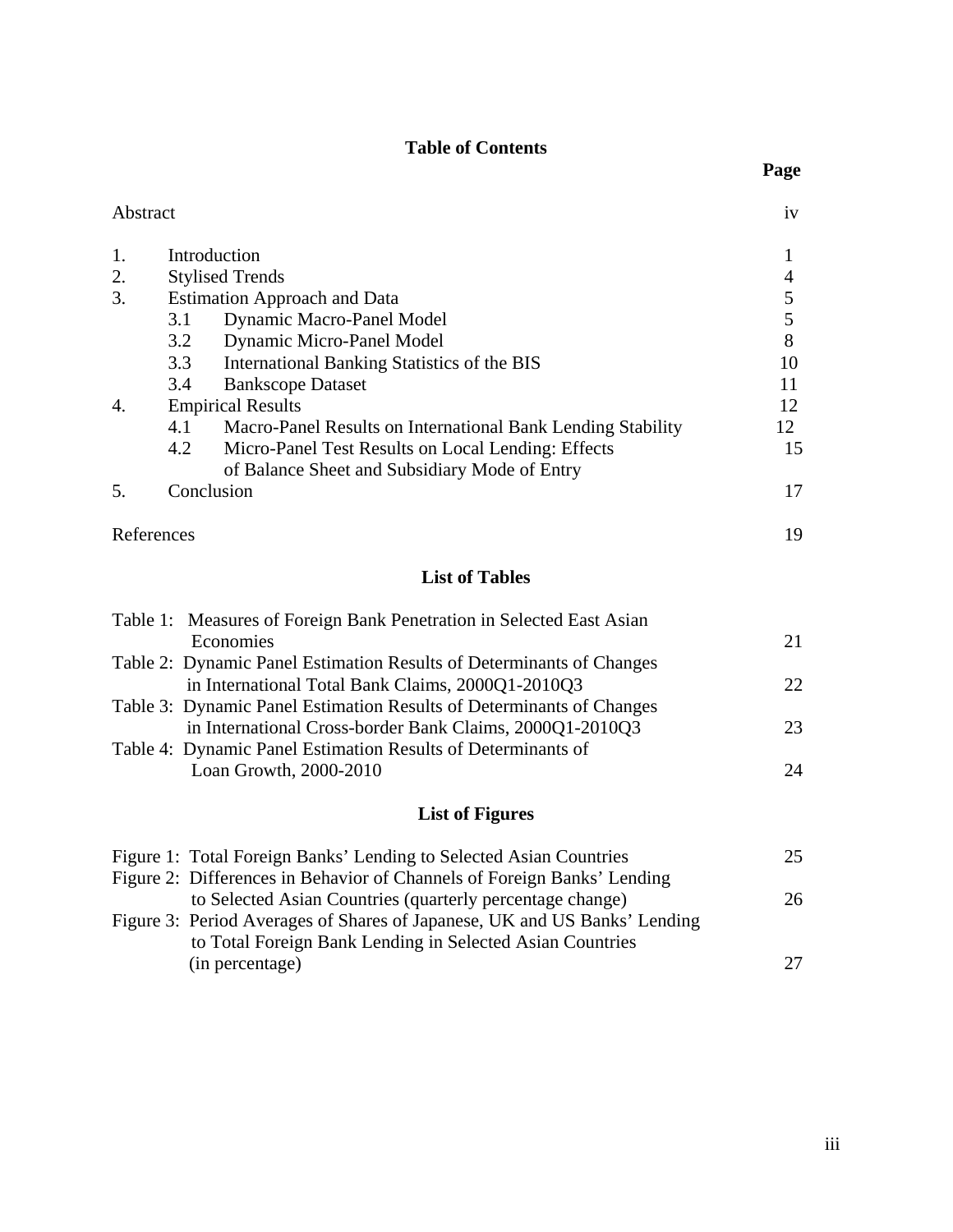## Table of Contents

| | Page |
|---|---|
| Abstract | iv |
| 1. Introduction | 1 |
| 2. Stylised Trends | 4 |
| 3. Estimation Approach and Data | 5 |
| 3.1 Dynamic Macro-Panel Model | 5 |
| 3.2 Dynamic Micro-Panel Model | 8 |
| 3.3 International Banking Statistics of the BIS | 10 |
| 3.4 Bankscope Dataset | 11 |
| 4. Empirical Results | 12 |
| 4.1 Macro-Panel Results on International Bank Lending Stability | 12 |
| 4.2 Micro-Panel Test Results on Local Lending: Effects of Balance Sheet and Subsidiary Mode of Entry | 15 |
| 5. Conclusion | 17 |
| References | 19 |

## List of Tables

| | |
|---|---|
| Table 1: Measures of Foreign Bank Penetration in Selected East Asian Economies | 21 |
| Table 2: Dynamic Panel Estimation Results of Determinants of Changes in International Total Bank Claims, 2000Q1-2010Q3 | 22 |
| Table 3: Dynamic Panel Estimation Results of Determinants of Changes in International Cross-border Bank Claims, 2000Q1-2010Q3 | 23 |
| Table 4: Dynamic Panel Estimation Results of Determinants of Loan Growth, 2000-2010 | 24 |

## List of Figures

| | |
|---|---|
| Figure 1: Total Foreign Banks' Lending to Selected Asian Countries | 25 |
| Figure 2: Differences in Behavior of Channels of Foreign Banks' Lending to Selected Asian Countries (quarterly percentage change) | 26 |
| Figure 3: Period Averages of Shares of Japanese, UK and US Banks' Lending to Total Foreign Bank Lending in Selected Asian Countries (in percentage) | 27 |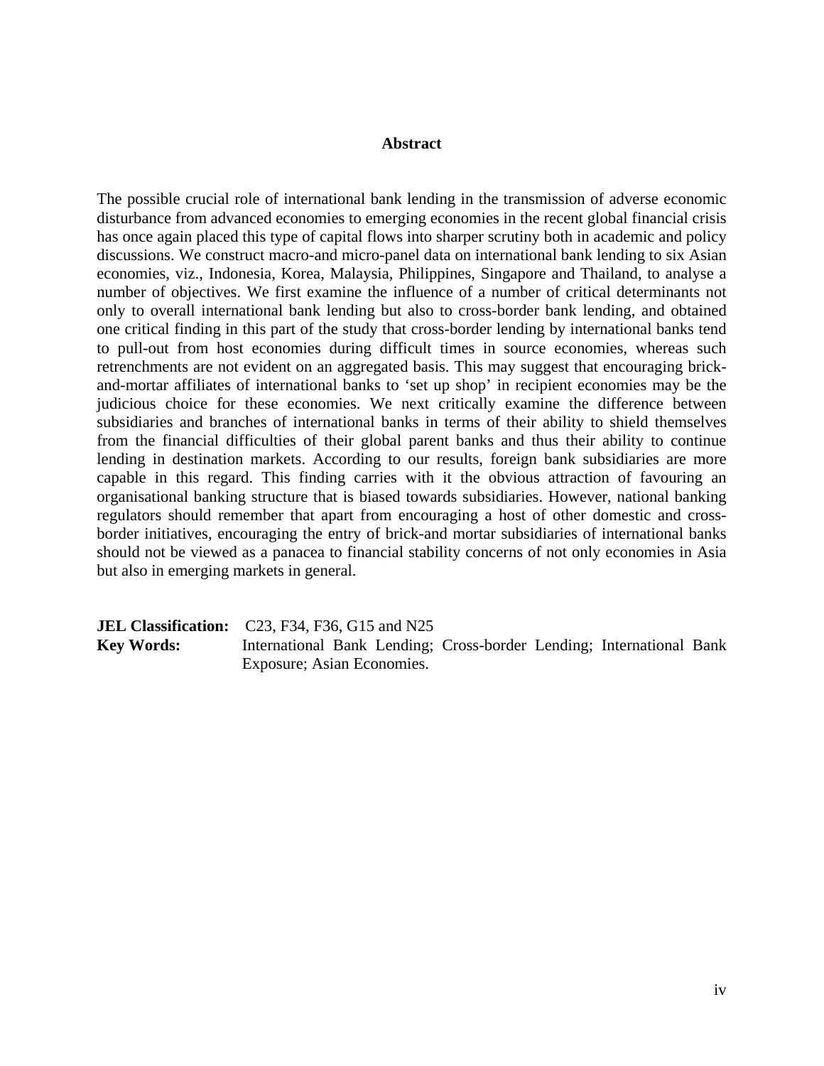## Abstract

The possible crucial role of international bank lending in the transmission of adverse economic disturbance from advanced economies to emerging economies in the recent global financial crisis has once again placed this type of capital flows into sharper scrutiny both in academic and policy discussions. We construct macro-and micro-panel data on international bank lending to six Asian economies, viz., Indonesia, Korea, Malaysia, Philippines, Singapore and Thailand, to analyse a number of objectives. We first examine the influence of a number of critical determinants not only to overall international bank lending but also to cross-border bank lending, and obtained one critical finding in this part of the study that cross-border lending by international banks tend to pull-out from host economies during difficult times in source economies, whereas such retrenchments are not evident on an aggregated basis. This may suggest that encouraging brick-and-mortar affiliates of international banks to 'set up shop' in recipient economies may be the judicious choice for these economies. We next critically examine the difference between subsidiaries and branches of international banks in terms of their ability to shield themselves from the financial difficulties of their global parent banks and thus their ability to continue lending in destination markets. According to our results, foreign bank subsidiaries are more capable in this regard. This finding carries with it the obvious attraction of favouring an organisational banking structure that is biased towards subsidiaries. However, national banking regulators should remember that apart from encouraging a host of other domestic and cross-border initiatives, encouraging the entry of brick-and mortar subsidiaries of international banks should not be viewed as a panacea to financial stability concerns of not only economies in Asia but also in emerging markets in general.

**JEL Classification:** C23, F34, F36, G15 and N25

**Key Words:** International Bank Lending; Cross-border Lending; International Bank Exposure; Asian Economies.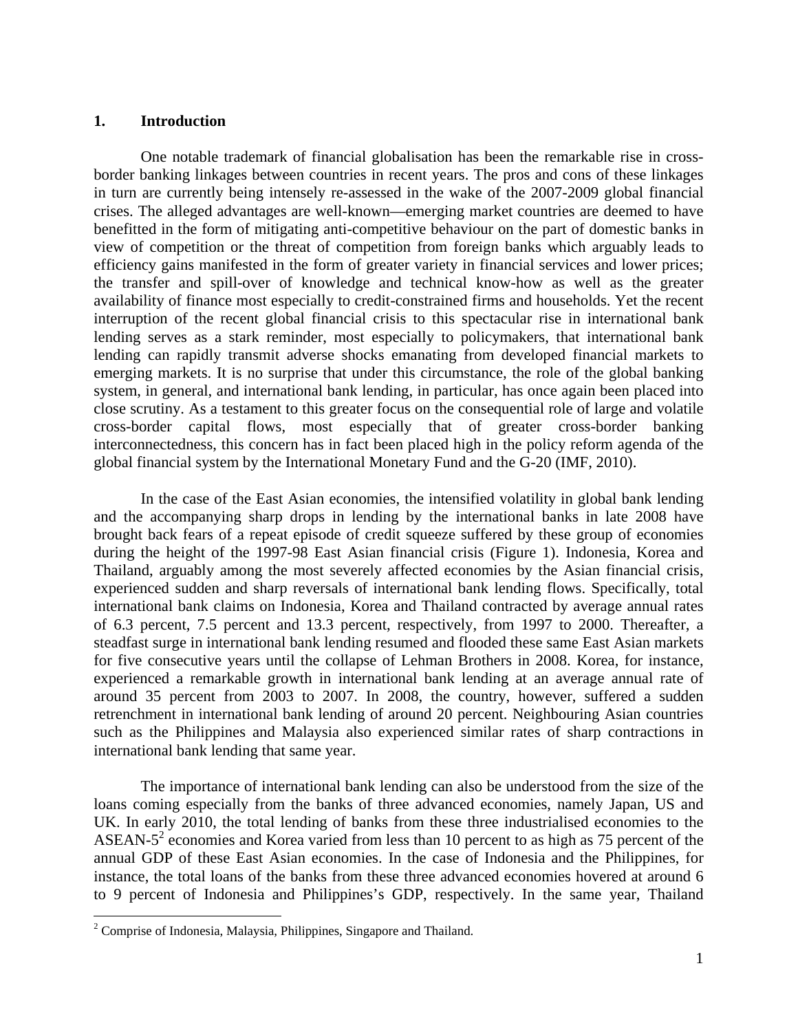## 1. Introduction

One notable trademark of financial globalisation has been the remarkable rise in cross-border banking linkages between countries in recent years. The pros and cons of these linkages in turn are currently being intensely re-assessed in the wake of the 2007-2009 global financial crises. The alleged advantages are well-known—emerging market countries are deemed to have benefitted in the form of mitigating anti-competitive behaviour on the part of domestic banks in view of competition or the threat of competition from foreign banks which arguably leads to efficiency gains manifested in the form of greater variety in financial services and lower prices; the transfer and spill-over of knowledge and technical know-how as well as the greater availability of finance most especially to credit-constrained firms and households. Yet the recent interruption of the recent global financial crisis to this spectacular rise in international bank lending serves as a stark reminder, most especially to policymakers, that international bank lending can rapidly transmit adverse shocks emanating from developed financial markets to emerging markets. It is no surprise that under this circumstance, the role of the global banking system, in general, and international bank lending, in particular, has once again been placed into close scrutiny. As a testament to this greater focus on the consequential role of large and volatile cross-border capital flows, most especially that of greater cross-border banking interconnectedness, this concern has in fact been placed high in the policy reform agenda of the global financial system by the International Monetary Fund and the G-20 (IMF, 2010).

In the case of the East Asian economies, the intensified volatility in global bank lending and the accompanying sharp drops in lending by the international banks in late 2008 have brought back fears of a repeat episode of credit squeeze suffered by these group of economies during the height of the 1997-98 East Asian financial crisis (Figure 1). Indonesia, Korea and Thailand, arguably among the most severely affected economies by the Asian financial crisis, experienced sudden and sharp reversals of international bank lending flows. Specifically, total international bank claims on Indonesia, Korea and Thailand contracted by average annual rates of 6.3 percent, 7.5 percent and 13.3 percent, respectively, from 1997 to 2000. Thereafter, a steadfast surge in international bank lending resumed and flooded these same East Asian markets for five consecutive years until the collapse of Lehman Brothers in 2008. Korea, for instance, experienced a remarkable growth in international bank lending at an average annual rate of around 35 percent from 2003 to 2007. In 2008, the country, however, suffered a sudden retrenchment in international bank lending of around 20 percent. Neighbouring Asian countries such as the Philippines and Malaysia also experienced similar rates of sharp contractions in international bank lending that same year.

The importance of international bank lending can also be understood from the size of the loans coming especially from the banks of three advanced economies, namely Japan, US and UK. In early 2010, the total lending of banks from these three industrialised economies to the ASEAN-5[2] economies and Korea varied from less than 10 percent to as high as 75 percent of the annual GDP of these East Asian economies. In the case of Indonesia and the Philippines, for instance, the total loans of the banks from these three advanced economies hovered at around 6 to 9 percent of Indonesia and Philippines's GDP, respectively. In the same year, Thailand

[2] Comprise of Indonesia, Malaysia, Philippines, Singapore and Thailand.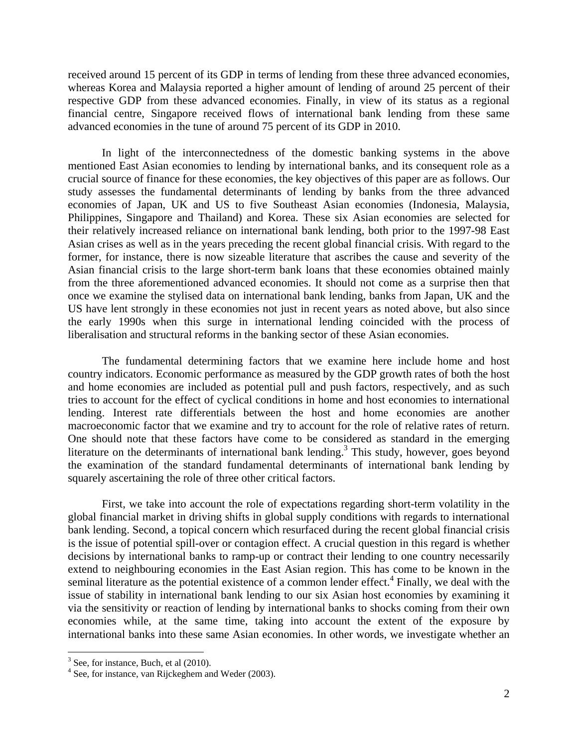received around 15 percent of its GDP in terms of lending from these three advanced economies, whereas Korea and Malaysia reported a higher amount of lending of around 25 percent of their respective GDP from these advanced economies. Finally, in view of its status as a regional financial centre, Singapore received flows of international bank lending from these same advanced economies in the tune of around 75 percent of its GDP in 2010.

In light of the interconnectedness of the domestic banking systems in the above mentioned East Asian economies to lending by international banks, and its consequent role as a crucial source of finance for these economies, the key objectives of this paper are as follows. Our study assesses the fundamental determinants of lending by banks from the three advanced economies of Japan, UK and US to five Southeast Asian economies (Indonesia, Malaysia, Philippines, Singapore and Thailand) and Korea. These six Asian economies are selected for their relatively increased reliance on international bank lending, both prior to the 1997-98 East Asian crises as well as in the years preceding the recent global financial crisis. With regard to the former, for instance, there is now sizeable literature that ascribes the cause and severity of the Asian financial crisis to the large short-term bank loans that these economies obtained mainly from the three aforementioned advanced economies. It should not come as a surprise then that once we examine the stylised data on international bank lending, banks from Japan, UK and the US have lent strongly in these economies not just in recent years as noted above, but also since the early 1990s when this surge in international lending coincided with the process of liberalisation and structural reforms in the banking sector of these Asian economies.

The fundamental determining factors that we examine here include home and host country indicators. Economic performance as measured by the GDP growth rates of both the host and home economies are included as potential pull and push factors, respectively, and as such tries to account for the effect of cyclical conditions in home and host economies to international lending. Interest rate differentials between the host and home economies are another macroeconomic factor that we examine and try to account for the role of relative rates of return. One should note that these factors have come to be considered as standard in the emerging literature on the determinants of international bank lending.[3] This study, however, goes beyond the examination of the standard fundamental determinants of international bank lending by squarely ascertaining the role of three other critical factors.

First, we take into account the role of expectations regarding short-term volatility in the global financial market in driving shifts in global supply conditions with regards to international bank lending. Second, a topical concern which resurfaced during the recent global financial crisis is the issue of potential spill-over or contagion effect. A crucial question in this regard is whether decisions by international banks to ramp-up or contract their lending to one country necessarily extend to neighbouring economies in the East Asian region. This has come to be known in the seminal literature as the potential existence of a common lender effect.[4] Finally, we deal with the issue of stability in international bank lending to our six Asian host economies by examining it via the sensitivity or reaction of lending by international banks to shocks coming from their own economies while, at the same time, taking into account the extent of the exposure by international banks into these same Asian economies. In other words, we investigate whether an

[3] See, for instance, Buch, et al (2010).

[4] See, for instance, van Rijckeghem and Weder (2003).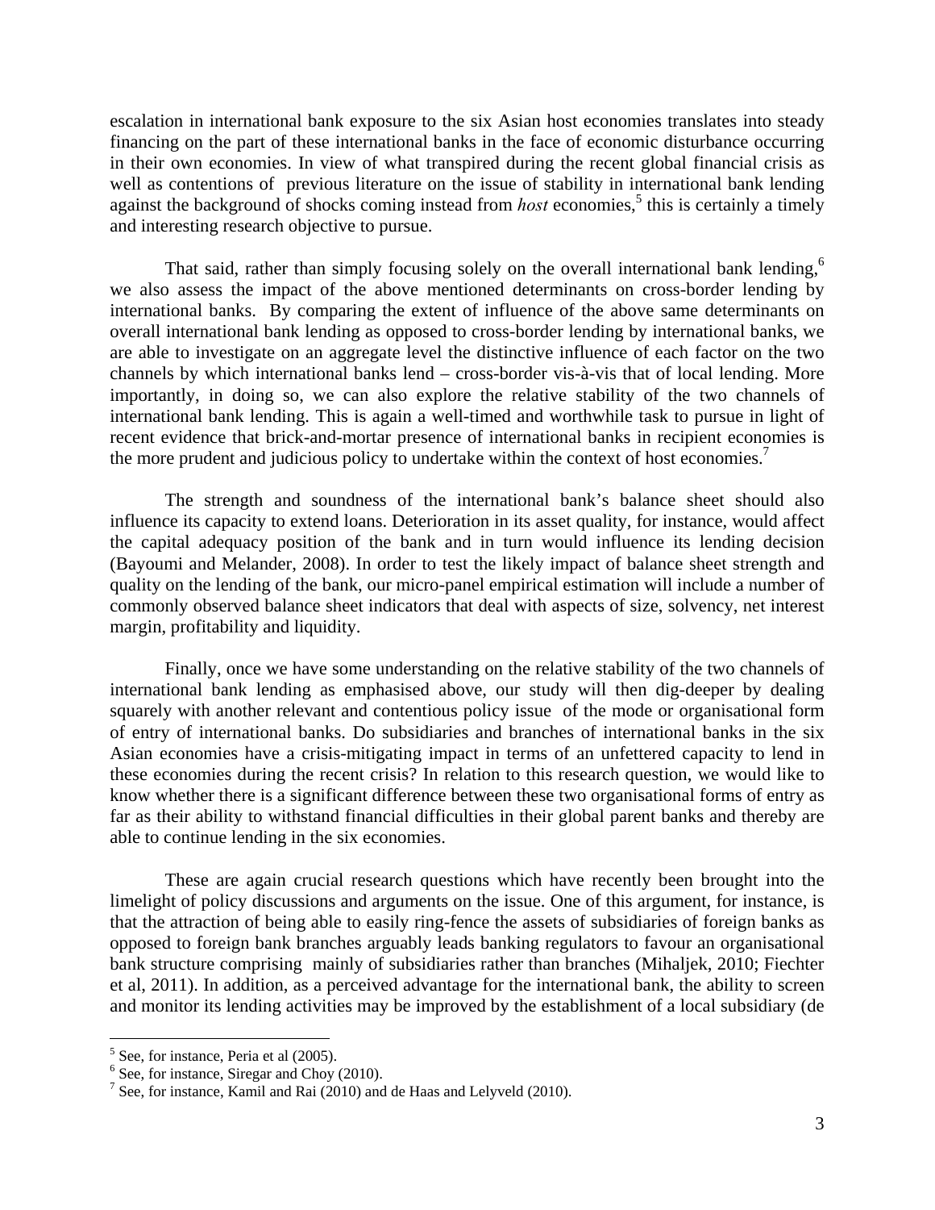escalation in international bank exposure to the six Asian host economies translates into steady financing on the part of these international banks in the face of economic disturbance occurring in their own economies. In view of what transpired during the recent global financial crisis as well as contentions of previous literature on the issue of stability in international bank lending against the background of shocks coming instead from *host* economies,[5] this is certainly a timely and interesting research objective to pursue.

That said, rather than simply focusing solely on the overall international bank lending,[6] we also assess the impact of the above mentioned determinants on cross-border lending by international banks. By comparing the extent of influence of the above same determinants on overall international bank lending as opposed to cross-border lending by international banks, we are able to investigate on an aggregate level the distinctive influence of each factor on the two channels by which international banks lend – cross-border vis-à-vis that of local lending. More importantly, in doing so, we can also explore the relative stability of the two channels of international bank lending. This is again a well-timed and worthwhile task to pursue in light of recent evidence that brick-and-mortar presence of international banks in recipient economies is the more prudent and judicious policy to undertake within the context of host economies.[7]

The strength and soundness of the international bank's balance sheet should also influence its capacity to extend loans. Deterioration in its asset quality, for instance, would affect the capital adequacy position of the bank and in turn would influence its lending decision (Bayoumi and Melander, 2008). In order to test the likely impact of balance sheet strength and quality on the lending of the bank, our micro-panel empirical estimation will include a number of commonly observed balance sheet indicators that deal with aspects of size, solvency, net interest margin, profitability and liquidity.

Finally, once we have some understanding on the relative stability of the two channels of international bank lending as emphasised above, our study will then dig-deeper by dealing squarely with another relevant and contentious policy issue of the mode or organisational form of entry of international banks. Do subsidiaries and branches of international banks in the six Asian economies have a crisis-mitigating impact in terms of an unfettered capacity to lend in these economies during the recent crisis? In relation to this research question, we would like to know whether there is a significant difference between these two organisational forms of entry as far as their ability to withstand financial difficulties in their global parent banks and thereby are able to continue lending in the six economies.

These are again crucial research questions which have recently been brought into the limelight of policy discussions and arguments on the issue. One of this argument, for instance, is that the attraction of being able to easily ring-fence the assets of subsidiaries of foreign banks as opposed to foreign bank branches arguably leads banking regulators to favour an organisational bank structure comprising mainly of subsidiaries rather than branches (Mihaljek, 2010; Fiechter et al, 2011). In addition, as a perceived advantage for the international bank, the ability to screen and monitor its lending activities may be improved by the establishment of a local subsidiary (de

---

[5] See, for instance, Peria et al (2005).

[6] See, for instance, Siregar and Choy (2010).

[7] See, for instance, Kamil and Rai (2010) and de Haas and Lelyveld (2010).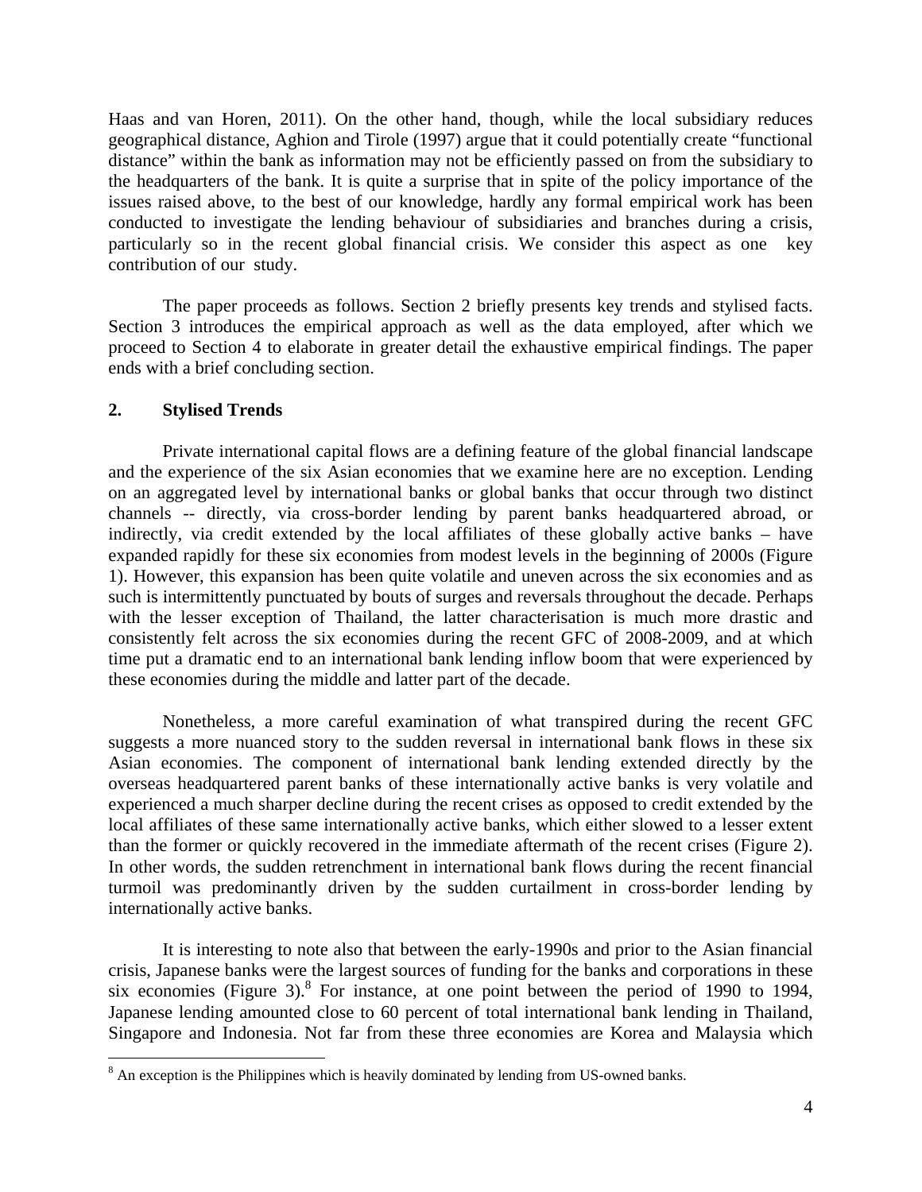Haas and van Horen, 2011). On the other hand, though, while the local subsidiary reduces geographical distance, Aghion and Tirole (1997) argue that it could potentially create "functional distance" within the bank as information may not be efficiently passed on from the subsidiary to the headquarters of the bank. It is quite a surprise that in spite of the policy importance of the issues raised above, to the best of our knowledge, hardly any formal empirical work has been conducted to investigate the lending behaviour of subsidiaries and branches during a crisis, particularly so in the recent global financial crisis. We consider this aspect as one key contribution of our study.

The paper proceeds as follows. Section 2 briefly presents key trends and stylised facts. Section 3 introduces the empirical approach as well as the data employed, after which we proceed to Section 4 to elaborate in greater detail the exhaustive empirical findings. The paper ends with a brief concluding section.

## 2. Stylised Trends

Private international capital flows are a defining feature of the global financial landscape and the experience of the six Asian economies that we examine here are no exception. Lending on an aggregated level by international banks or global banks that occur through two distinct channels -- directly, via cross-border lending by parent banks headquartered abroad, or indirectly, via credit extended by the local affiliates of these globally active banks – have expanded rapidly for these six economies from modest levels in the beginning of 2000s (Figure 1). However, this expansion has been quite volatile and uneven across the six economies and as such is intermittently punctuated by bouts of surges and reversals throughout the decade. Perhaps with the lesser exception of Thailand, the latter characterisation is much more drastic and consistently felt across the six economies during the recent GFC of 2008-2009, and at which time put a dramatic end to an international bank lending inflow boom that were experienced by these economies during the middle and latter part of the decade.

Nonetheless, a more careful examination of what transpired during the recent GFC suggests a more nuanced story to the sudden reversal in international bank flows in these six Asian economies. The component of international bank lending extended directly by the overseas headquartered parent banks of these internationally active banks is very volatile and experienced a much sharper decline during the recent crises as opposed to credit extended by the local affiliates of these same internationally active banks, which either slowed to a lesser extent than the former or quickly recovered in the immediate aftermath of the recent crises (Figure 2). In other words, the sudden retrenchment in international bank flows during the recent financial turmoil was predominantly driven by the sudden curtailment in cross-border lending by internationally active banks.

It is interesting to note also that between the early-1990s and prior to the Asian financial crisis, Japanese banks were the largest sources of funding for the banks and corporations in these six economies (Figure 3).[8] For instance, at one point between the period of 1990 to 1994, Japanese lending amounted close to 60 percent of total international bank lending in Thailand, Singapore and Indonesia. Not far from these three economies are Korea and Malaysia which

[8] An exception is the Philippines which is heavily dominated by lending from US-owned banks.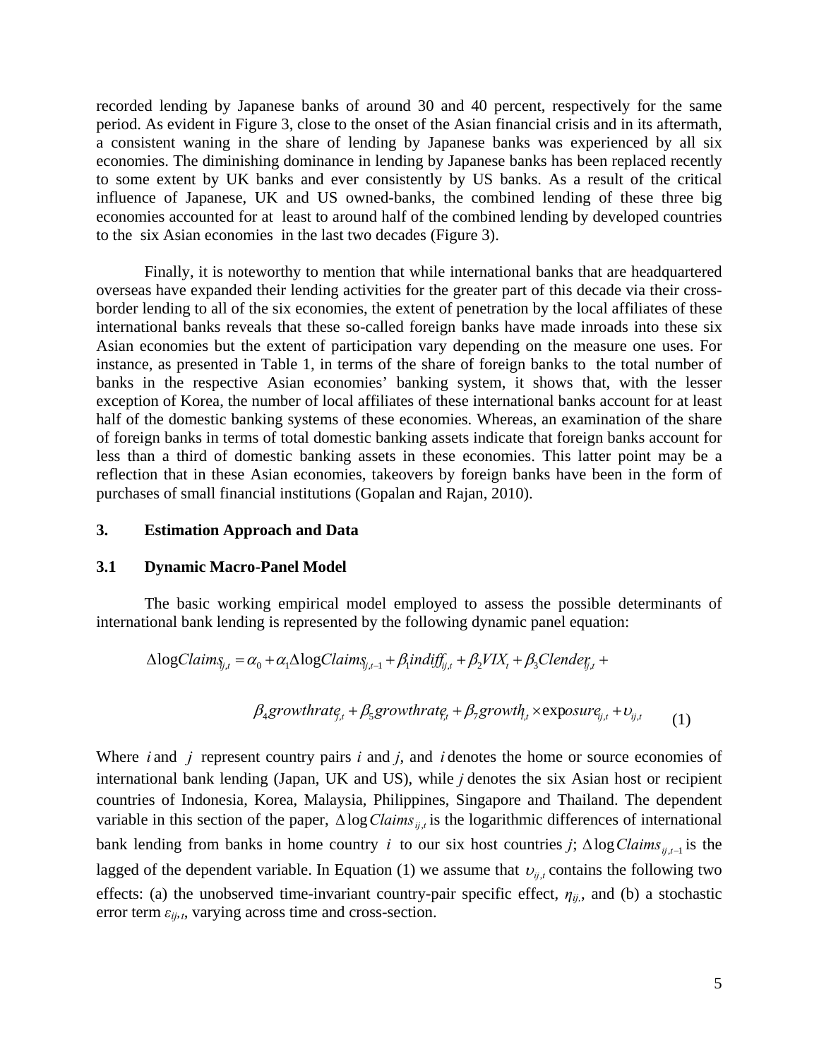recorded lending by Japanese banks of around 30 and 40 percent, respectively for the same period. As evident in Figure 3, close to the onset of the Asian financial crisis and in its aftermath, a consistent waning in the share of lending by Japanese banks was experienced by all six economies. The diminishing dominance in lending by Japanese banks has been replaced recently to some extent by UK banks and ever consistently by US banks. As a result of the critical influence of Japanese, UK and US owned-banks, the combined lending of these three big economies accounted for at least to around half of the combined lending by developed countries to the six Asian economies in the last two decades (Figure 3).

Finally, it is noteworthy to mention that while international banks that are headquartered overseas have expanded their lending activities for the greater part of this decade via their cross-border lending to all of the six economies, the extent of penetration by the local affiliates of these international banks reveals that these so-called foreign banks have made inroads into these six Asian economies but the extent of participation vary depending on the measure one uses. For instance, as presented in Table 1, in terms of the share of foreign banks to the total number of banks in the respective Asian economies' banking system, it shows that, with the lesser exception of Korea, the number of local affiliates of these international banks account for at least half of the domestic banking systems of these economies. Whereas, an examination of the share of foreign banks in terms of total domestic banking assets indicate that foreign banks account for less than a third of domestic banking assets in these economies. This latter point may be a reflection that in these Asian economies, takeovers by foreign banks have been in the form of purchases of small financial institutions (Gopalan and Rajan, 2010).

## 3. Estimation Approach and Data

### 3.1 Dynamic Macro-Panel Model

The basic working empirical model employed to assess the possible determinants of international bank lending is represented by the following dynamic panel equation:

$$\Delta \log Claims_{ij,t} = \alpha_0 + \alpha_1 \Delta \log Claims_{ij,t-1} + \beta_1 indiff_{ij,t} + \beta_2 VIX_t + \beta_3 Clender_{ij,t} +$$

$$\beta_4 growthrate_{j,t} + \beta_5 growthrate_{i,t} + \beta_7 growth_{i,t} \times exposure_{ij,t} + \upsilon_{ij,t} \quad (1)$$

Where $i$ and $j$ represent country pairs *i* and *j*, and $i$ denotes the home or source economies of international bank lending (Japan, UK and US), while *j* denotes the six Asian host or recipient countries of Indonesia, Korea, Malaysia, Philippines, Singapore and Thailand. The dependent variable in this section of the paper, $\Delta \log Claims_{ij,t}$ is the logarithmic differences of international bank lending from banks in home country $i$ to our six host countries *j*; $\Delta \log Claims_{ij,t-1}$ is the lagged of the dependent variable. In Equation (1) we assume that $\upsilon_{ij,t}$ contains the following two effects: (a) the unobserved time-invariant country-pair specific effect, $\eta_{ij}$, and (b) a stochastic error term $\varepsilon_{ij,t}$, varying across time and cross-section.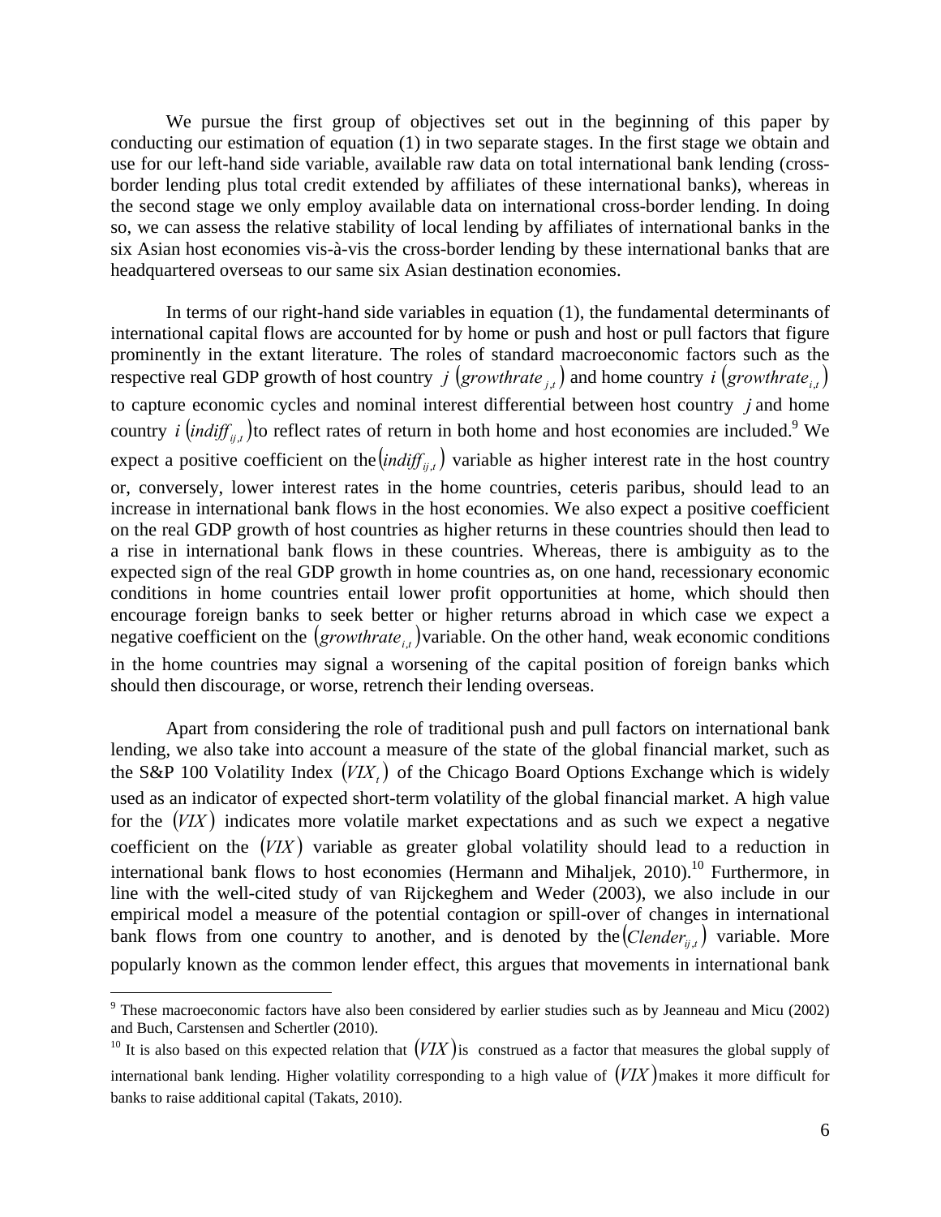We pursue the first group of objectives set out in the beginning of this paper by conducting our estimation of equation (1) in two separate stages. In the first stage we obtain and use for our left-hand side variable, available raw data on total international bank lending (cross-border lending plus total credit extended by affiliates of these international banks), whereas in the second stage we only employ available data on international cross-border lending. In doing so, we can assess the relative stability of local lending by affiliates of international banks in the six Asian host economies vis-à-vis the cross-border lending by these international banks that are headquartered overseas to our same six Asian destination economies.

In terms of our right-hand side variables in equation (1), the fundamental determinants of international capital flows are accounted for by home or push and host or pull factors that figure prominently in the extant literature. The roles of standard macroeconomic factors such as the respective real GDP growth of host country $j$ $(growthrate_{j,t})$ and home country $i$ $(growthrate_{i,t})$ to capture economic cycles and nominal interest differential between host country $j$ and home country $i$ $(indiff_{ij,t})$ to reflect rates of return in both home and host economies are included.[9] We expect a positive coefficient on the $(indiff_{ij,t})$ variable as higher interest rate in the host country or, conversely, lower interest rates in the home countries, ceteris paribus, should lead to an increase in international bank flows in the host economies. We also expect a positive coefficient on the real GDP growth of host countries as higher returns in these countries should then lead to a rise in international bank flows in these countries. Whereas, there is ambiguity as to the expected sign of the real GDP growth in home countries as, on one hand, recessionary economic conditions in home countries entail lower profit opportunities at home, which should then encourage foreign banks to seek better or higher returns abroad in which case we expect a negative coefficient on the $(growthrate_{i,t})$ variable. On the other hand, weak economic conditions in the home countries may signal a worsening of the capital position of foreign banks which should then discourage, or worse, retrench their lending overseas.

Apart from considering the role of traditional push and pull factors on international bank lending, we also take into account a measure of the state of the global financial market, such as the S&P 100 Volatility Index $(VIX_t)$ of the Chicago Board Options Exchange which is widely used as an indicator of expected short-term volatility of the global financial market. A high value for the $(VIX)$ indicates more volatile market expectations and as such we expect a negative coefficient on the $(VIX)$ variable as greater global volatility should lead to a reduction in international bank flows to host economies (Hermann and Mihaljek, 2010).[10] Furthermore, in line with the well-cited study of van Rijckeghem and Weder (2003), we also include in our empirical model a measure of the potential contagion or spill-over of changes in international bank flows from one country to another, and is denoted by the $(Clender_{ij,t})$ variable. More popularly known as the common lender effect, this argues that movements in international bank

[9] These macroeconomic factors have also been considered by earlier studies such as by Jeanneau and Micu (2002) and Buch, Carstensen and Schertler (2010).

[10] It is also based on this expected relation that $(VIX)$ is construed as a factor that measures the global supply of international bank lending. Higher volatility corresponding to a high value of $(VIX)$ makes it more difficult for banks to raise additional capital (Takats, 2010).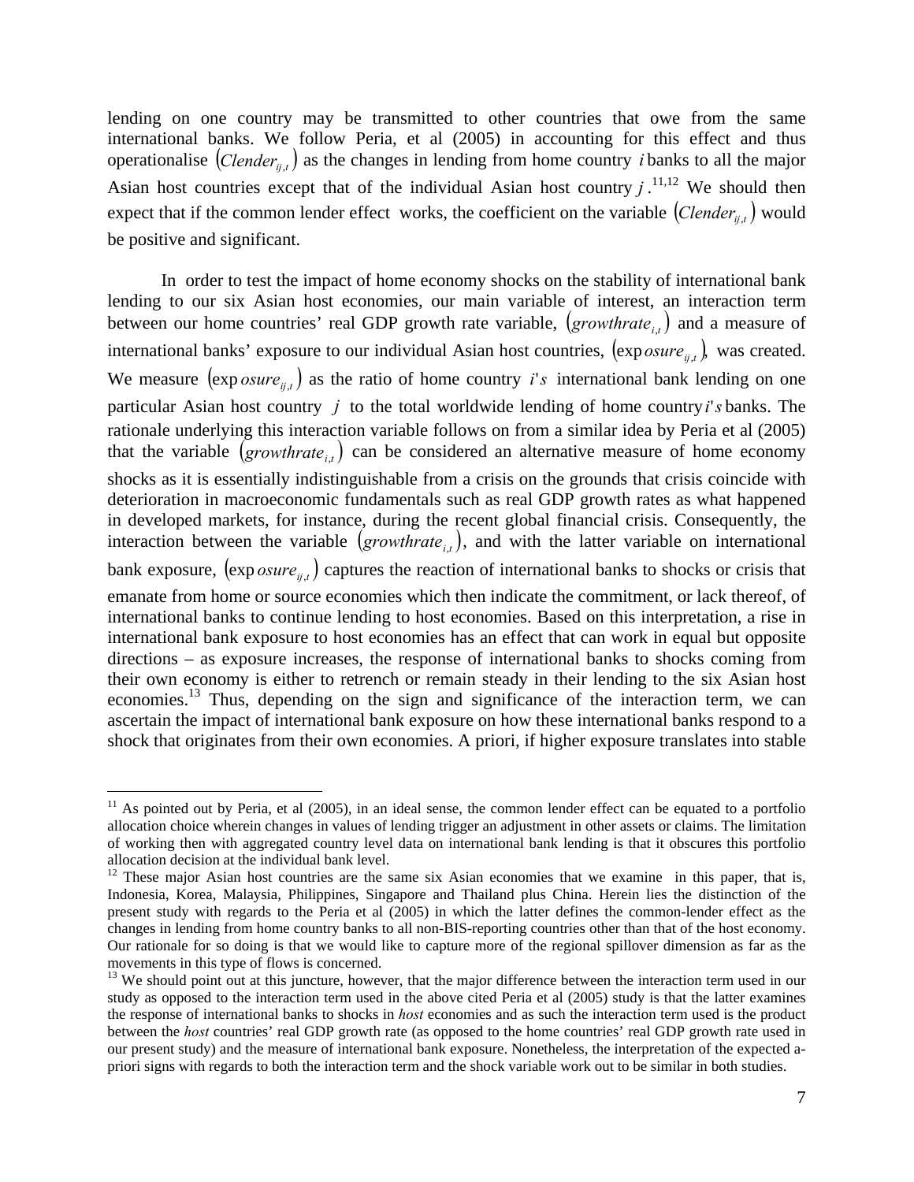lending on one country may be transmitted to other countries that owe from the same international banks. We follow Peria, et al (2005) in accounting for this effect and thus operationalise $(Clender_{ij,t})$ as the changes in lending from home country $i$ banks to all the major Asian host countries except that of the individual Asian host country $j$.[11,12] We should then expect that if the common lender effect works, the coefficient on the variable $(Clender_{ij,t})$ would be positive and significant.

In order to test the impact of home economy shocks on the stability of international bank lending to our six Asian host economies, our main variable of interest, an interaction term between our home countries' real GDP growth rate variable, $(growthrate_{i,t})$ and a measure of international banks' exposure to our individual Asian host countries, $(\exp osure_{ij,t})$, was created. We measure $(\exp osure_{ij,t})$ as the ratio of home country $i's$ international bank lending on one particular Asian host country $j$ to the total worldwide lending of home country $i's$ banks. The rationale underlying this interaction variable follows on from a similar idea by Peria et al (2005) that the variable $(growthrate_{i,t})$ can be considered an alternative measure of home economy shocks as it is essentially indistinguishable from a crisis on the grounds that crisis coincide with deterioration in macroeconomic fundamentals such as real GDP growth rates as what happened in developed markets, for instance, during the recent global financial crisis. Consequently, the interaction between the variable $(growthrate_{i,t})$, and with the latter variable on international bank exposure, $(\exp osure_{ij,t})$ captures the reaction of international banks to shocks or crisis that emanate from home or source economies which then indicate the commitment, or lack thereof, of international banks to continue lending to host economies. Based on this interpretation, a rise in international bank exposure to host economies has an effect that can work in equal but opposite directions – as exposure increases, the response of international banks to shocks coming from their own economy is either to retrench or remain steady in their lending to the six Asian host economies.[13] Thus, depending on the sign and significance of the interaction term, we can ascertain the impact of international bank exposure on how these international banks respond to a shock that originates from their own economies. A priori, if higher exposure translates into stable

---

[11] As pointed out by Peria, et al (2005), in an ideal sense, the common lender effect can be equated to a portfolio allocation choice wherein changes in values of lending trigger an adjustment in other assets or claims. The limitation of working then with aggregated country level data on international bank lending is that it obscures this portfolio allocation decision at the individual bank level.

[12] These major Asian host countries are the same six Asian economies that we examine in this paper, that is, Indonesia, Korea, Malaysia, Philippines, Singapore and Thailand plus China. Herein lies the distinction of the present study with regards to the Peria et al (2005) in which the latter defines the common-lender effect as the changes in lending from home country banks to all non-BIS-reporting countries other than that of the host economy. Our rationale for so doing is that we would like to capture more of the regional spillover dimension as far as the movements in this type of flows is concerned.

[13] We should point out at this juncture, however, that the major difference between the interaction term used in our study as opposed to the interaction term used in the above cited Peria et al (2005) study is that the latter examines the response of international banks to shocks in *host* economies and as such the interaction term used is the product between the *host* countries' real GDP growth rate (as opposed to the home countries' real GDP growth rate used in our present study) and the measure of international bank exposure. Nonetheless, the interpretation of the expected a-priori signs with regards to both the interaction term and the shock variable work out to be similar in both studies.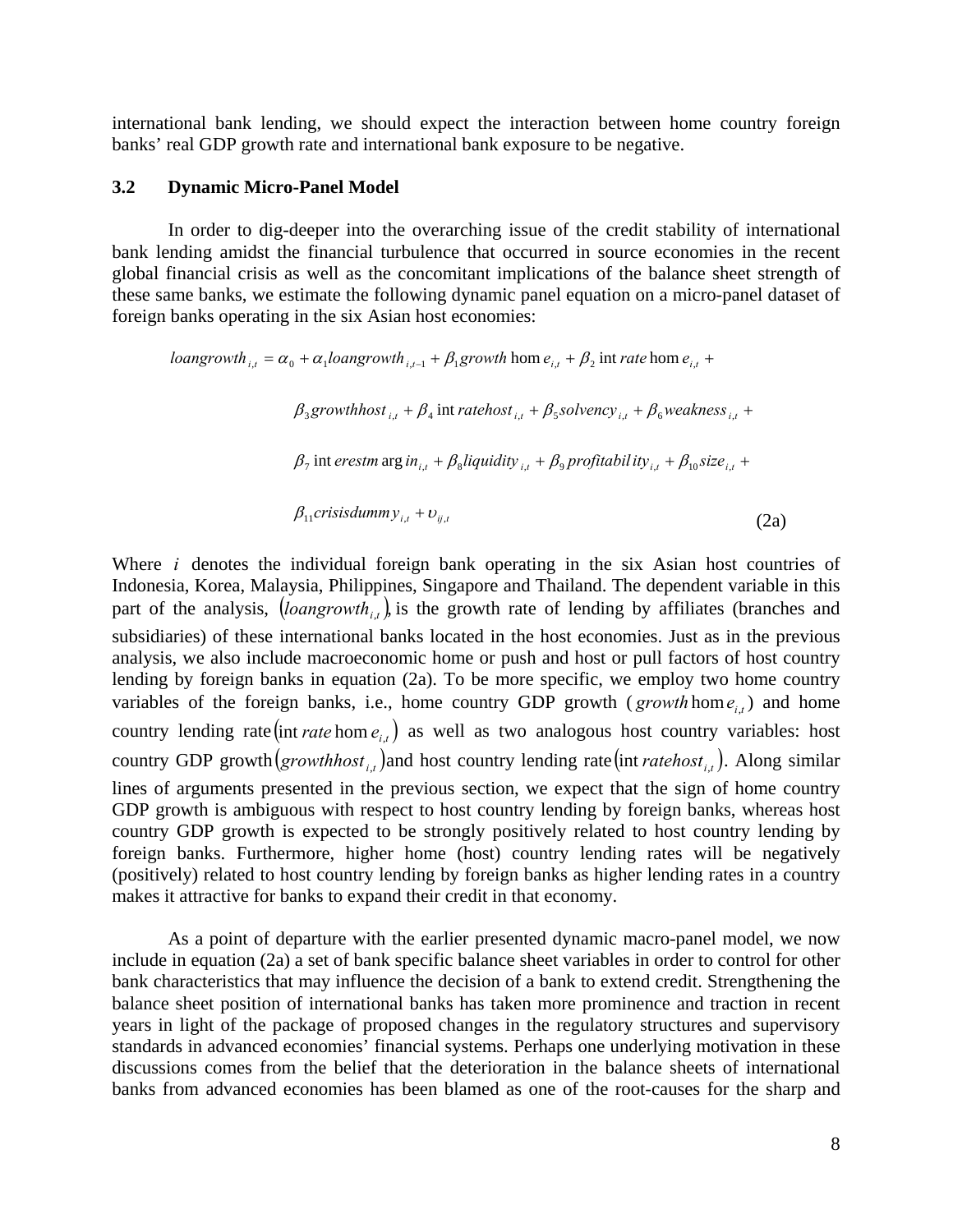international bank lending, we should expect the interaction between home country foreign banks' real GDP growth rate and international bank exposure to be negative.

### 3.2 Dynamic Micro-Panel Model

In order to dig-deeper into the overarching issue of the credit stability of international bank lending amidst the financial turbulence that occurred in source economies in the recent global financial crisis as well as the concomitant implications of the balance sheet strength of these same banks, we estimate the following dynamic panel equation on a micro-panel dataset of foreign banks operating in the six Asian host economies:

$$
\begin{aligned}
loangrowth_{i,t} = {} & \alpha_0 + \alpha_1 loangrowth_{i,t-1} + \beta_1 growthhome_{i,t} + \beta_2 intratehome_{i,t} + \\
& \beta_3 growthhost_{i,t} + \beta_4 intratehost_{i,t} + \beta_5 solvency_{i,t} + \beta_6 weakness_{i,t} + \\
& \beta_7 interestmargin_{i,t} + \beta_8 liquidity_{i,t} + \beta_9 profitability_{i,t} + \beta_{10} size_{i,t} + \\
& \beta_{11} crisisdummy_{i,t} + \upsilon_{ij,t}
\end{aligned} \tag{2a}
$$

Where $i$ denotes the individual foreign bank operating in the six Asian host countries of Indonesia, Korea, Malaysia, Philippines, Singapore and Thailand. The dependent variable in this part of the analysis, $(loangrowth_{i,t})$, is the growth rate of lending by affiliates (branches and subsidiaries) of these international banks located in the host economies. Just as in the previous analysis, we also include macroeconomic home or push and host or pull factors of host country lending by foreign banks in equation (2a). To be more specific, we employ two home country variables of the foreign banks, i.e., home country GDP growth ($growthhome_{i,t}$) and home country lending rate $(intratehome_{i,t})$ as well as two analogous host country variables: host country GDP growth $(growthhost_{i,t})$ and host country lending rate $(intratehost_{i,t})$. Along similar lines of arguments presented in the previous section, we expect that the sign of home country GDP growth is ambiguous with respect to host country lending by foreign banks, whereas host country GDP growth is expected to be strongly positively related to host country lending by foreign banks. Furthermore, higher home (host) country lending rates will be negatively (positively) related to host country lending by foreign banks as higher lending rates in a country makes it attractive for banks to expand their credit in that economy.

As a point of departure with the earlier presented dynamic macro-panel model, we now include in equation (2a) a set of bank specific balance sheet variables in order to control for other bank characteristics that may influence the decision of a bank to extend credit. Strengthening the balance sheet position of international banks has taken more prominence and traction in recent years in light of the package of proposed changes in the regulatory structures and supervisory standards in advanced economies' financial systems. Perhaps one underlying motivation in these discussions comes from the belief that the deterioration in the balance sheets of international banks from advanced economies has been blamed as one of the root-causes for the sharp and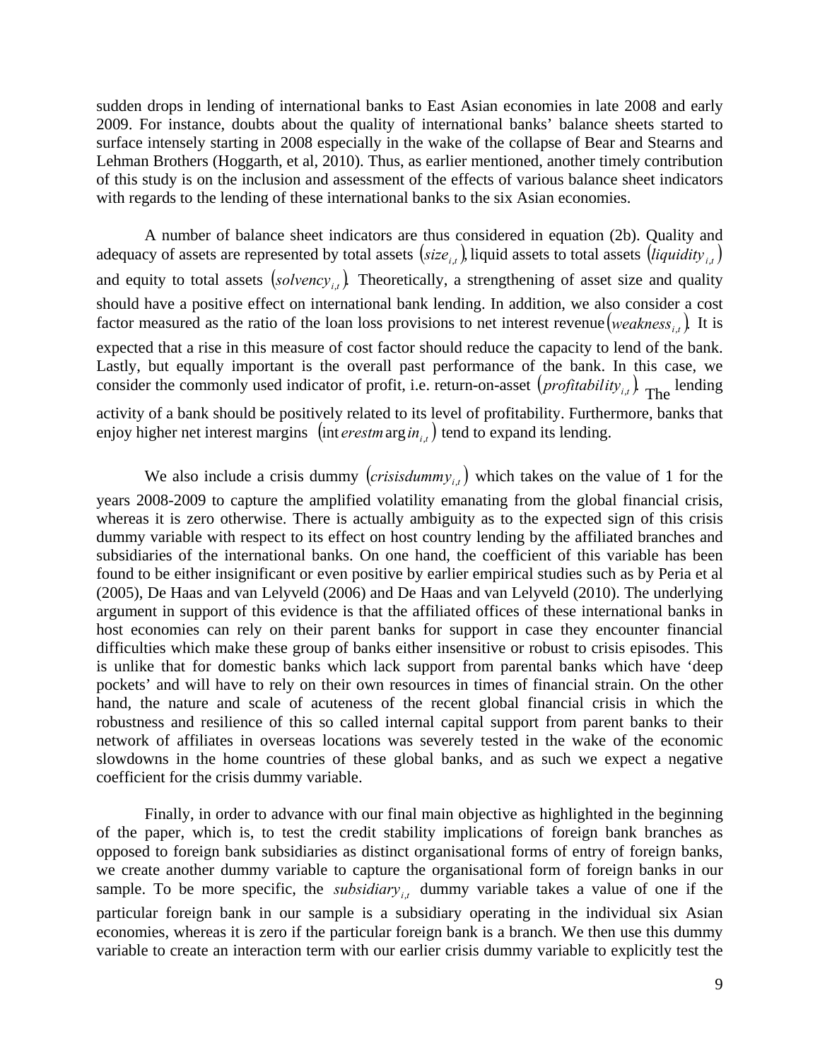sudden drops in lending of international banks to East Asian economies in late 2008 and early 2009. For instance, doubts about the quality of international banks' balance sheets started to surface intensely starting in 2008 especially in the wake of the collapse of Bear and Stearns and Lehman Brothers (Hoggarth, et al, 2010). Thus, as earlier mentioned, another timely contribution of this study is on the inclusion and assessment of the effects of various balance sheet indicators with regards to the lending of these international banks to the six Asian economies.

A number of balance sheet indicators are thus considered in equation (2b). Quality and adequacy of assets are represented by total assets $(size_{i,t})$, liquid assets to total assets $(liquidity_{i,t})$ and equity to total assets $(solvency_{i,t})$. Theoretically, a strengthening of asset size and quality should have a positive effect on international bank lending. In addition, we also consider a cost factor measured as the ratio of the loan loss provisions to net interest revenue $(weakness_{i,t})$. It is expected that a rise in this measure of cost factor should reduce the capacity to lend of the bank. Lastly, but equally important is the overall past performance of the bank. In this case, we consider the commonly used indicator of profit, i.e. return-on-asset $(profitability_{i,t})$. The lending activity of a bank should be positively related to its level of profitability. Furthermore, banks that enjoy higher net interest margins $(interestmargin_{i,t})$ tend to expand its lending.

We also include a crisis dummy $(crisisdummy_{i,t})$ which takes on the value of 1 for the years 2008-2009 to capture the amplified volatility emanating from the global financial crisis, whereas it is zero otherwise. There is actually ambiguity as to the expected sign of this crisis dummy variable with respect to its effect on host country lending by the affiliated branches and subsidiaries of the international banks. On one hand, the coefficient of this variable has been found to be either insignificant or even positive by earlier empirical studies such as by Peria et al (2005), De Haas and van Lelyveld (2006) and De Haas and van Lelyveld (2010). The underlying argument in support of this evidence is that the affiliated offices of these international banks in host economies can rely on their parent banks for support in case they encounter financial difficulties which make these group of banks either insensitive or robust to crisis episodes. This is unlike that for domestic banks which lack support from parental banks which have 'deep pockets' and will have to rely on their own resources in times of financial strain. On the other hand, the nature and scale of acuteness of the recent global financial crisis in which the robustness and resilience of this so called internal capital support from parent banks to their network of affiliates in overseas locations was severely tested in the wake of the economic slowdowns in the home countries of these global banks, and as such we expect a negative coefficient for the crisis dummy variable.

Finally, in order to advance with our final main objective as highlighted in the beginning of the paper, which is, to test the credit stability implications of foreign bank branches as opposed to foreign bank subsidiaries as distinct organisational forms of entry of foreign banks, we create another dummy variable to capture the organisational form of foreign banks in our sample. To be more specific, the $subsidiary_{i,t}$ dummy variable takes a value of one if the particular foreign bank in our sample is a subsidiary operating in the individual six Asian economies, whereas it is zero if the particular foreign bank is a branch. We then use this dummy variable to create an interaction term with our earlier crisis dummy variable to explicitly test the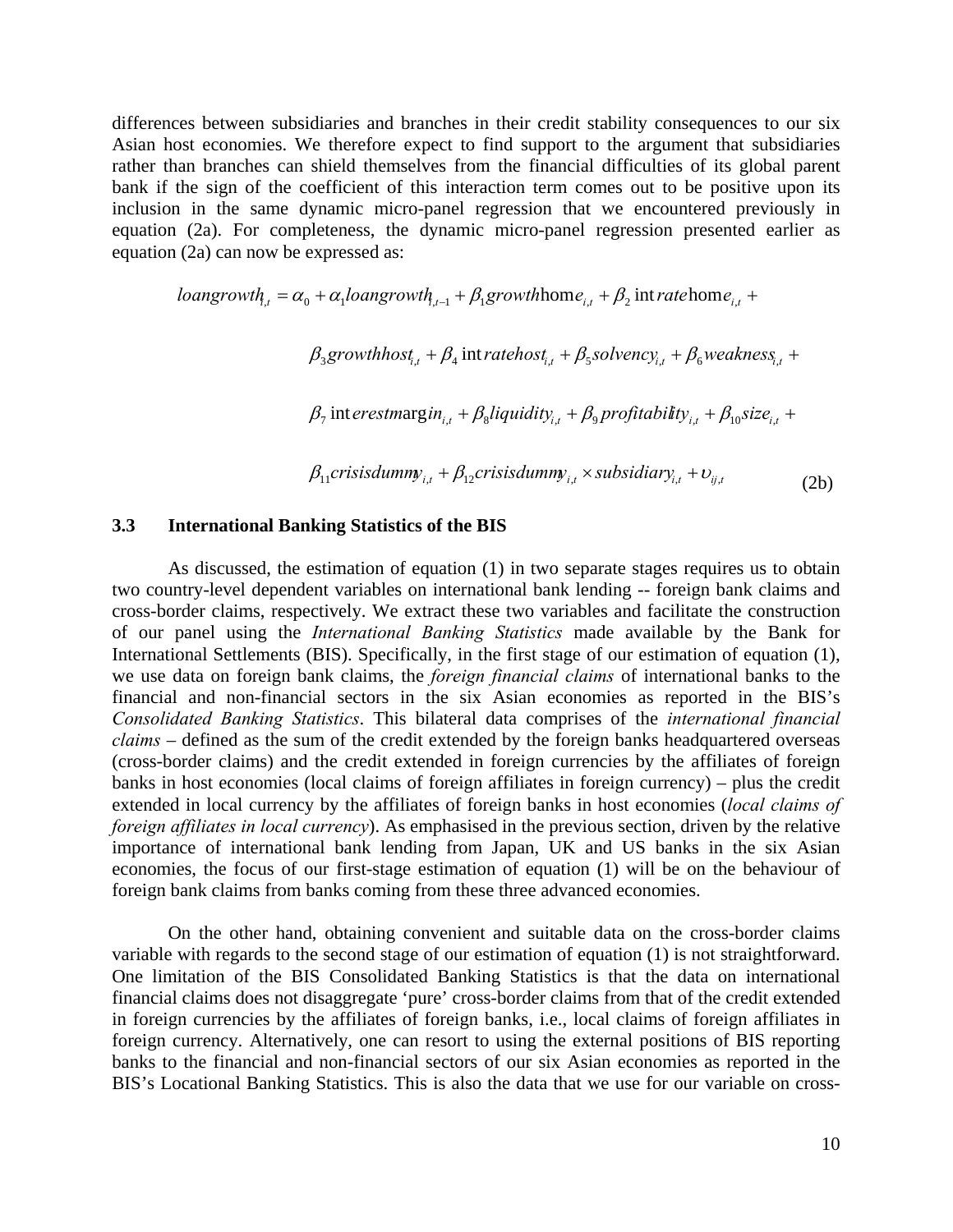differences between subsidiaries and branches in their credit stability consequences to our six Asian host economies. We therefore expect to find support to the argument that subsidiaries rather than branches can shield themselves from the financial difficulties of its global parent bank if the sign of the coefficient of this interaction term comes out to be positive upon its inclusion in the same dynamic micro-panel regression that we encountered previously in equation (2a). For completeness, the dynamic micro-panel regression presented earlier as equation (2a) can now be expressed as:

$$
\begin{aligned}
loangrowth_{i,t} = {} & \alpha_0 + \alpha_1 loangrowth_{i,t-1} + \beta_1 growthhome_{i,t} + \beta_2 intratehome_{i,t} + \\
& \beta_3 growthhost_{i,t} + \beta_4 intratehost_{i,t} + \beta_5 solvency_{i,t} + \beta_6 weakness_{i,t} + \\
& \beta_7 interestmargin_{i,t} + \beta_8 liquidity_{i,t} + \beta_9 profitability_{i,t} + \beta_{10} size_{i,t} + \\
& \beta_{11} crisisdummy_{i,t} + \beta_{12} crisisdummy_{i,t} \times subsidiary_{i,t} + \upsilon_{ij,t}
\end{aligned}
\tag{2b}
$$

### 3.3 International Banking Statistics of the BIS

As discussed, the estimation of equation (1) in two separate stages requires us to obtain two country-level dependent variables on international bank lending -- foreign bank claims and cross-border claims, respectively. We extract these two variables and facilitate the construction of our panel using the *International Banking Statistics* made available by the Bank for International Settlements (BIS). Specifically, in the first stage of our estimation of equation (1), we use data on foreign bank claims, the *foreign financial claims* of international banks to the financial and non-financial sectors in the six Asian economies as reported in the BIS's *Consolidated Banking Statistics*. This bilateral data comprises of the *international financial claims* – defined as the sum of the credit extended by the foreign banks headquartered overseas (cross-border claims) and the credit extended in foreign currencies by the affiliates of foreign banks in host economies (local claims of foreign affiliates in foreign currency) – plus the credit extended in local currency by the affiliates of foreign banks in host economies (*local claims of foreign affiliates in local currency*). As emphasised in the previous section, driven by the relative importance of international bank lending from Japan, UK and US banks in the six Asian economies, the focus of our first-stage estimation of equation (1) will be on the behaviour of foreign bank claims from banks coming from these three advanced economies.

On the other hand, obtaining convenient and suitable data on the cross-border claims variable with regards to the second stage of our estimation of equation (1) is not straightforward. One limitation of the BIS Consolidated Banking Statistics is that the data on international financial claims does not disaggregate 'pure' cross-border claims from that of the credit extended in foreign currencies by the affiliates of foreign banks, i.e., local claims of foreign affiliates in foreign currency. Alternatively, one can resort to using the external positions of BIS reporting banks to the financial and non-financial sectors of our six Asian economies as reported in the BIS's Locational Banking Statistics. This is also the data that we use for our variable on cross-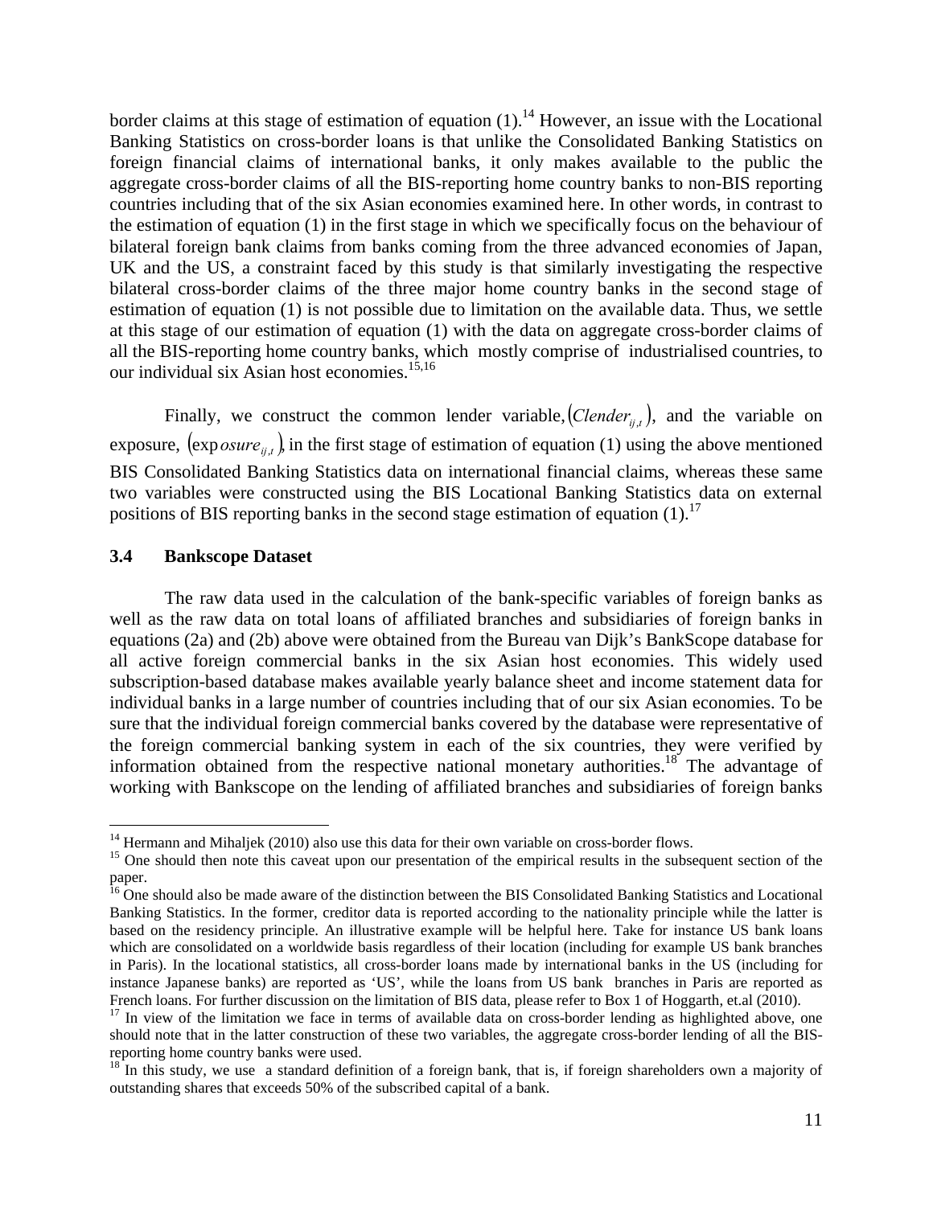border claims at this stage of estimation of equation (1).[14] However, an issue with the Locational Banking Statistics on cross-border loans is that unlike the Consolidated Banking Statistics on foreign financial claims of international banks, it only makes available to the public the aggregate cross-border claims of all the BIS-reporting home country banks to non-BIS reporting countries including that of the six Asian economies examined here. In other words, in contrast to the estimation of equation (1) in the first stage in which we specifically focus on the behaviour of bilateral foreign bank claims from banks coming from the three advanced economies of Japan, UK and the US, a constraint faced by this study is that similarly investigating the respective bilateral cross-border claims of the three major home country banks in the second stage of estimation of equation (1) is not possible due to limitation on the available data. Thus, we settle at this stage of our estimation of equation (1) with the data on aggregate cross-border claims of all the BIS-reporting home country banks, which mostly comprise of industrialised countries, to our individual six Asian host economies.[15,16]

Finally, we construct the common lender variable, $(Clender_{ij,t})$, and the variable on exposure, $(exposure_{ij,t})$, in the first stage of estimation of equation (1) using the above mentioned BIS Consolidated Banking Statistics data on international financial claims, whereas these same two variables were constructed using the BIS Locational Banking Statistics data on external positions of BIS reporting banks in the second stage estimation of equation (1).[17]

### 3.4 Bankscope Dataset

The raw data used in the calculation of the bank-specific variables of foreign banks as well as the raw data on total loans of affiliated branches and subsidiaries of foreign banks in equations (2a) and (2b) above were obtained from the Bureau van Dijk's BankScope database for all active foreign commercial banks in the six Asian host economies. This widely used subscription-based database makes available yearly balance sheet and income statement data for individual banks in a large number of countries including that of our six Asian economies. To be sure that the individual foreign commercial banks covered by the database were representative of the foreign commercial banking system in each of the six countries, they were verified by information obtained from the respective national monetary authorities.[18] The advantage of working with Bankscope on the lending of affiliated branches and subsidiaries of foreign banks

---

[14] Hermann and Mihaljek (2010) also use this data for their own variable on cross-border flows.

[15] One should then note this caveat upon our presentation of the empirical results in the subsequent section of the paper.

[16] One should also be made aware of the distinction between the BIS Consolidated Banking Statistics and Locational Banking Statistics. In the former, creditor data is reported according to the nationality principle while the latter is based on the residency principle. An illustrative example will be helpful here. Take for instance US bank loans which are consolidated on a worldwide basis regardless of their location (including for example US bank branches in Paris). In the locational statistics, all cross-border loans made by international banks in the US (including for instance Japanese banks) are reported as 'US', while the loans from US bank branches in Paris are reported as French loans. For further discussion on the limitation of BIS data, please refer to Box 1 of Hoggarth, et.al (2010).

[17] In view of the limitation we face in terms of available data on cross-border lending as highlighted above, one should note that in the latter construction of these two variables, the aggregate cross-border lending of all the BIS-reporting home country banks were used.

[18] In this study, we use a standard definition of a foreign bank, that is, if foreign shareholders own a majority of outstanding shares that exceeds 50% of the subscribed capital of a bank.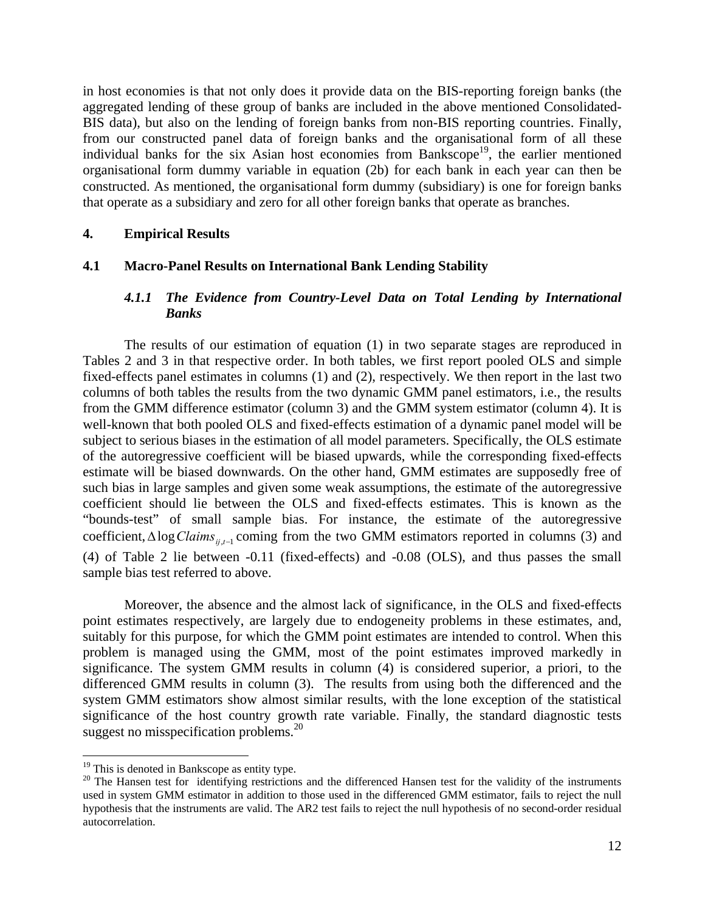in host economies is that not only does it provide data on the BIS-reporting foreign banks (the aggregated lending of these group of banks are included in the above mentioned Consolidated-BIS data), but also on the lending of foreign banks from non-BIS reporting countries. Finally, from our constructed panel data of foreign banks and the organisational form of all these individual banks for the six Asian host economies from Bankscope[19], the earlier mentioned organisational form dummy variable in equation (2b) for each bank in each year can then be constructed. As mentioned, the organisational form dummy (subsidiary) is one for foreign banks that operate as a subsidiary and zero for all other foreign banks that operate as branches.

## 4. Empirical Results

### 4.1 Macro-Panel Results on International Bank Lending Stability

#### *4.1.1 The Evidence from Country-Level Data on Total Lending by International Banks*

The results of our estimation of equation (1) in two separate stages are reproduced in Tables 2 and 3 in that respective order. In both tables, we first report pooled OLS and simple fixed-effects panel estimates in columns (1) and (2), respectively. We then report in the last two columns of both tables the results from the two dynamic GMM panel estimators, i.e., the results from the GMM difference estimator (column 3) and the GMM system estimator (column 4). It is well-known that both pooled OLS and fixed-effects estimation of a dynamic panel model will be subject to serious biases in the estimation of all model parameters. Specifically, the OLS estimate of the autoregressive coefficient will be biased upwards, while the corresponding fixed-effects estimate will be biased downwards. On the other hand, GMM estimates are supposedly free of such bias in large samples and given some weak assumptions, the estimate of the autoregressive coefficient should lie between the OLS and fixed-effects estimates. This is known as the "bounds-test" of small sample bias. For instance, the estimate of the autoregressive coefficient, $\Delta \log Claims_{ij,t-1}$ coming from the two GMM estimators reported in columns (3) and (4) of Table 2 lie between -0.11 (fixed-effects) and -0.08 (OLS), and thus passes the small sample bias test referred to above.

Moreover, the absence and the almost lack of significance, in the OLS and fixed-effects point estimates respectively, are largely due to endogeneity problems in these estimates, and, suitably for this purpose, for which the GMM point estimates are intended to control. When this problem is managed using the GMM, most of the point estimates improved markedly in significance. The system GMM results in column (4) is considered superior, a priori, to the differenced GMM results in column (3). The results from using both the differenced and the system GMM estimators show almost similar results, with the lone exception of the statistical significance of the host country growth rate variable. Finally, the standard diagnostic tests suggest no misspecification problems.[20]

[19] This is denoted in Bankscope as entity type.

[20] The Hansen test for identifying restrictions and the differenced Hansen test for the validity of the instruments used in system GMM estimator in addition to those used in the differenced GMM estimator, fails to reject the null hypothesis that the instruments are valid. The AR2 test fails to reject the null hypothesis of no second-order residual autocorrelation.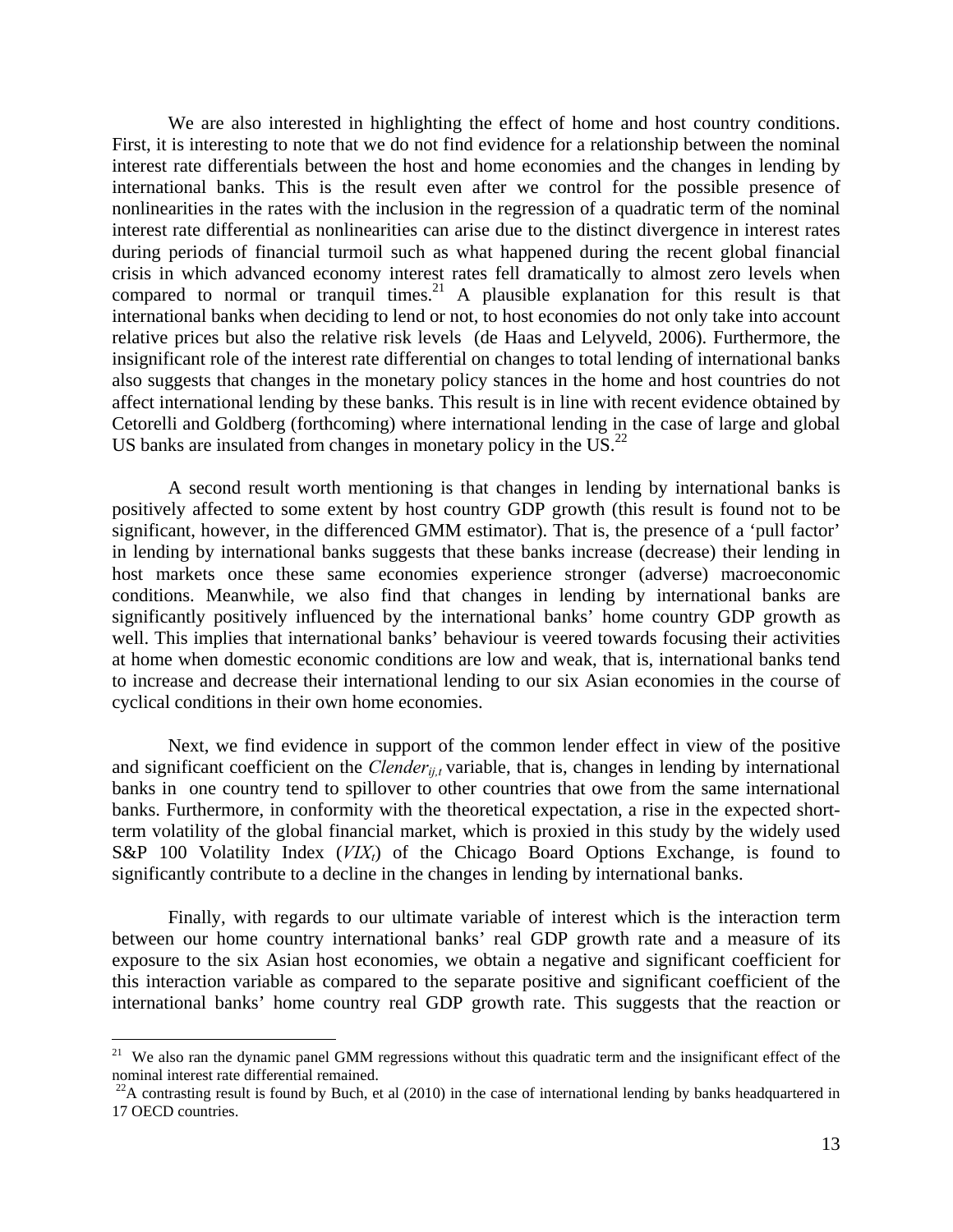We are also interested in highlighting the effect of home and host country conditions. First, it is interesting to note that we do not find evidence for a relationship between the nominal interest rate differentials between the host and home economies and the changes in lending by international banks. This is the result even after we control for the possible presence of nonlinearities in the rates with the inclusion in the regression of a quadratic term of the nominal interest rate differential as nonlinearities can arise due to the distinct divergence in interest rates during periods of financial turmoil such as what happened during the recent global financial crisis in which advanced economy interest rates fell dramatically to almost zero levels when compared to normal or tranquil times.[21] A plausible explanation for this result is that international banks when deciding to lend or not, to host economies do not only take into account relative prices but also the relative risk levels (de Haas and Lelyveld, 2006). Furthermore, the insignificant role of the interest rate differential on changes to total lending of international banks also suggests that changes in the monetary policy stances in the home and host countries do not affect international lending by these banks. This result is in line with recent evidence obtained by Cetorelli and Goldberg (forthcoming) where international lending in the case of large and global US banks are insulated from changes in monetary policy in the US.[22]

A second result worth mentioning is that changes in lending by international banks is positively affected to some extent by host country GDP growth (this result is found not to be significant, however, in the differenced GMM estimator). That is, the presence of a 'pull factor' in lending by international banks suggests that these banks increase (decrease) their lending in host markets once these same economies experience stronger (adverse) macroeconomic conditions. Meanwhile, we also find that changes in lending by international banks are significantly positively influenced by the international banks' home country GDP growth as well. This implies that international banks' behaviour is veered towards focusing their activities at home when domestic economic conditions are low and weak, that is, international banks tend to increase and decrease their international lending to our six Asian economies in the course of cyclical conditions in their own home economies.

Next, we find evidence in support of the common lender effect in view of the positive and significant coefficient on the $Clender_{ij,t}$ variable, that is, changes in lending by international banks in one country tend to spillover to other countries that owe from the same international banks. Furthermore, in conformity with the theoretical expectation, a rise in the expected short-term volatility of the global financial market, which is proxied in this study by the widely used S&P 100 Volatility Index ($VIX_t$) of the Chicago Board Options Exchange, is found to significantly contribute to a decline in the changes in lending by international banks.

Finally, with regards to our ultimate variable of interest which is the interaction term between our home country international banks' real GDP growth rate and a measure of its exposure to the six Asian host economies, we obtain a negative and significant coefficient for this interaction variable as compared to the separate positive and significant coefficient of the international banks' home country real GDP growth rate. This suggests that the reaction or

---

[21] We also ran the dynamic panel GMM regressions without this quadratic term and the insignificant effect of the nominal interest rate differential remained.

[22] A contrasting result is found by Buch, et al (2010) in the case of international lending by banks headquartered in 17 OECD countries.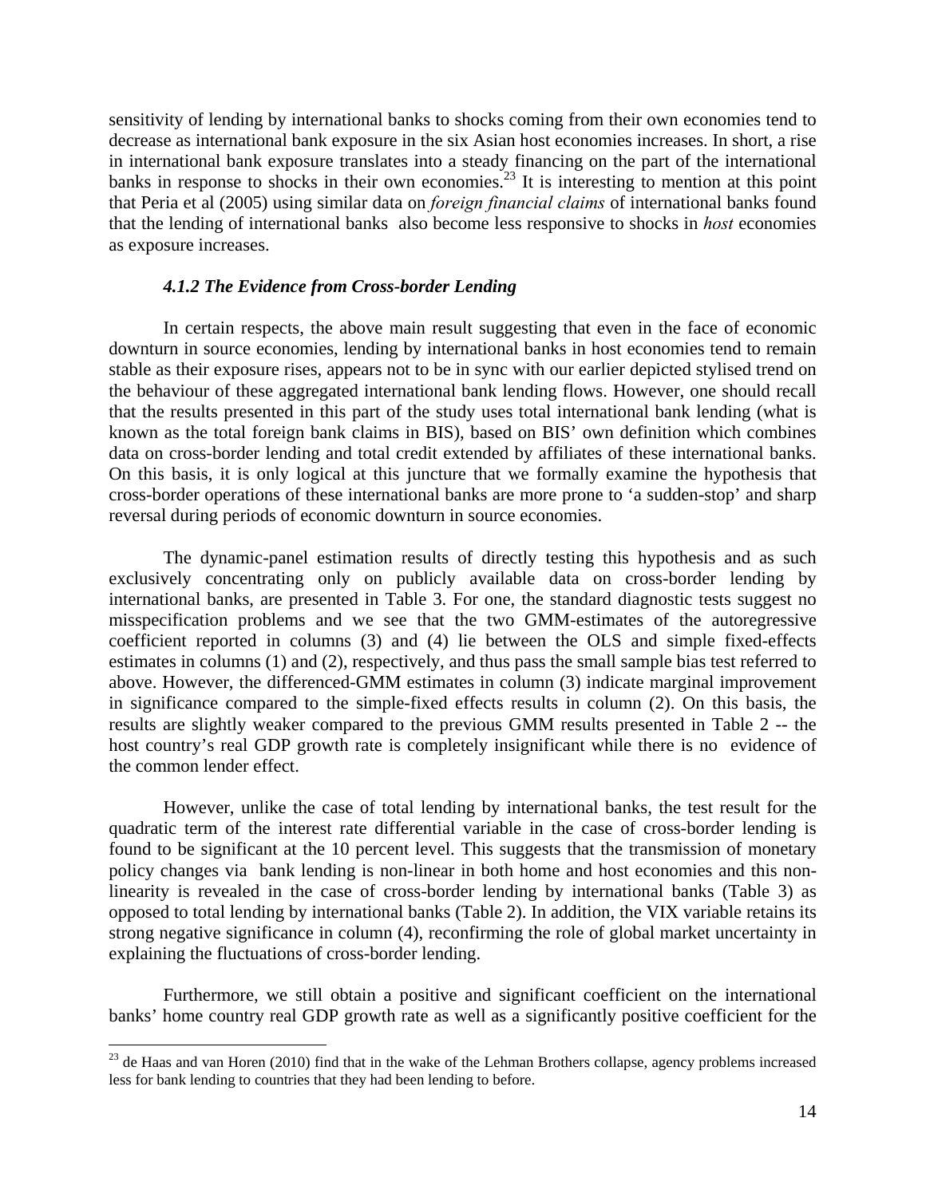sensitivity of lending by international banks to shocks coming from their own economies tend to decrease as international bank exposure in the six Asian host economies increases. In short, a rise in international bank exposure translates into a steady financing on the part of the international banks in response to shocks in their own economies.[23] It is interesting to mention at this point that Peria et al (2005) using similar data on *foreign financial claims* of international banks found that the lending of international banks also become less responsive to shocks in *host* economies as exposure increases.

#### *4.1.2 The Evidence from Cross-border Lending*

In certain respects, the above main result suggesting that even in the face of economic downturn in source economies, lending by international banks in host economies tend to remain stable as their exposure rises, appears not to be in sync with our earlier depicted stylised trend on the behaviour of these aggregated international bank lending flows. However, one should recall that the results presented in this part of the study uses total international bank lending (what is known as the total foreign bank claims in BIS), based on BIS' own definition which combines data on cross-border lending and total credit extended by affiliates of these international banks. On this basis, it is only logical at this juncture that we formally examine the hypothesis that cross-border operations of these international banks are more prone to 'a sudden-stop' and sharp reversal during periods of economic downturn in source economies.

The dynamic-panel estimation results of directly testing this hypothesis and as such exclusively concentrating only on publicly available data on cross-border lending by international banks, are presented in Table 3. For one, the standard diagnostic tests suggest no misspecification problems and we see that the two GMM-estimates of the autoregressive coefficient reported in columns (3) and (4) lie between the OLS and simple fixed-effects estimates in columns (1) and (2), respectively, and thus pass the small sample bias test referred to above. However, the differenced-GMM estimates in column (3) indicate marginal improvement in significance compared to the simple-fixed effects results in column (2). On this basis, the results are slightly weaker compared to the previous GMM results presented in Table 2 -- the host country's real GDP growth rate is completely insignificant while there is no evidence of the common lender effect.

However, unlike the case of total lending by international banks, the test result for the quadratic term of the interest rate differential variable in the case of cross-border lending is found to be significant at the 10 percent level. This suggests that the transmission of monetary policy changes via bank lending is non-linear in both home and host economies and this non-linearity is revealed in the case of cross-border lending by international banks (Table 3) as opposed to total lending by international banks (Table 2). In addition, the VIX variable retains its strong negative significance in column (4), reconfirming the role of global market uncertainty in explaining the fluctuations of cross-border lending.

Furthermore, we still obtain a positive and significant coefficient on the international banks' home country real GDP growth rate as well as a significantly positive coefficient for the

[23] de Haas and van Horen (2010) find that in the wake of the Lehman Brothers collapse, agency problems increased less for bank lending to countries that they had been lending to before.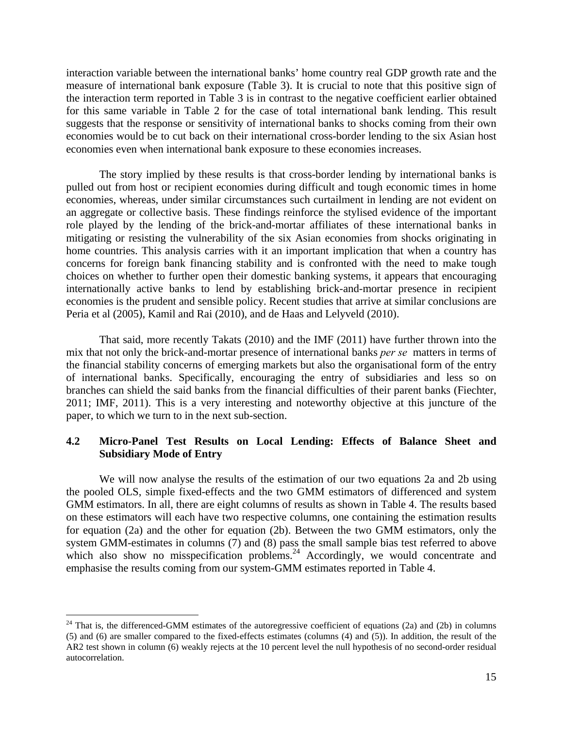interaction variable between the international banks' home country real GDP growth rate and the measure of international bank exposure (Table 3). It is crucial to note that this positive sign of the interaction term reported in Table 3 is in contrast to the negative coefficient earlier obtained for this same variable in Table 2 for the case of total international bank lending. This result suggests that the response or sensitivity of international banks to shocks coming from their own economies would be to cut back on their international cross-border lending to the six Asian host economies even when international bank exposure to these economies increases.

The story implied by these results is that cross-border lending by international banks is pulled out from host or recipient economies during difficult and tough economic times in home economies, whereas, under similar circumstances such curtailment in lending are not evident on an aggregate or collective basis. These findings reinforce the stylised evidence of the important role played by the lending of the brick-and-mortar affiliates of these international banks in mitigating or resisting the vulnerability of the six Asian economies from shocks originating in home countries. This analysis carries with it an important implication that when a country has concerns for foreign bank financing stability and is confronted with the need to make tough choices on whether to further open their domestic banking systems, it appears that encouraging internationally active banks to lend by establishing brick-and-mortar presence in recipient economies is the prudent and sensible policy. Recent studies that arrive at similar conclusions are Peria et al (2005), Kamil and Rai (2010), and de Haas and Lelyveld (2010).

That said, more recently Takats (2010) and the IMF (2011) have further thrown into the mix that not only the brick-and-mortar presence of international banks *per se* matters in terms of the financial stability concerns of emerging markets but also the organisational form of the entry of international banks. Specifically, encouraging the entry of subsidiaries and less so on branches can shield the said banks from the financial difficulties of their parent banks (Fiechter, 2011; IMF, 2011). This is a very interesting and noteworthy objective at this juncture of the paper, to which we turn to in the next sub-section.

## 4.2 Micro-Panel Test Results on Local Lending: Effects of Balance Sheet and Subsidiary Mode of Entry

We will now analyse the results of the estimation of our two equations 2a and 2b using the pooled OLS, simple fixed-effects and the two GMM estimators of differenced and system GMM estimators. In all, there are eight columns of results as shown in Table 4. The results based on these estimators will each have two respective columns, one containing the estimation results for equation (2a) and the other for equation (2b). Between the two GMM estimators, only the system GMM-estimates in columns (7) and (8) pass the small sample bias test referred to above which also show no misspecification problems.[24] Accordingly, we would concentrate and emphasise the results coming from our system-GMM estimates reported in Table 4.

[24] That is, the differenced-GMM estimates of the autoregressive coefficient of equations (2a) and (2b) in columns (5) and (6) are smaller compared to the fixed-effects estimates (columns (4) and (5)). In addition, the result of the AR2 test shown in column (6) weakly rejects at the 10 percent level the null hypothesis of no second-order residual autocorrelation.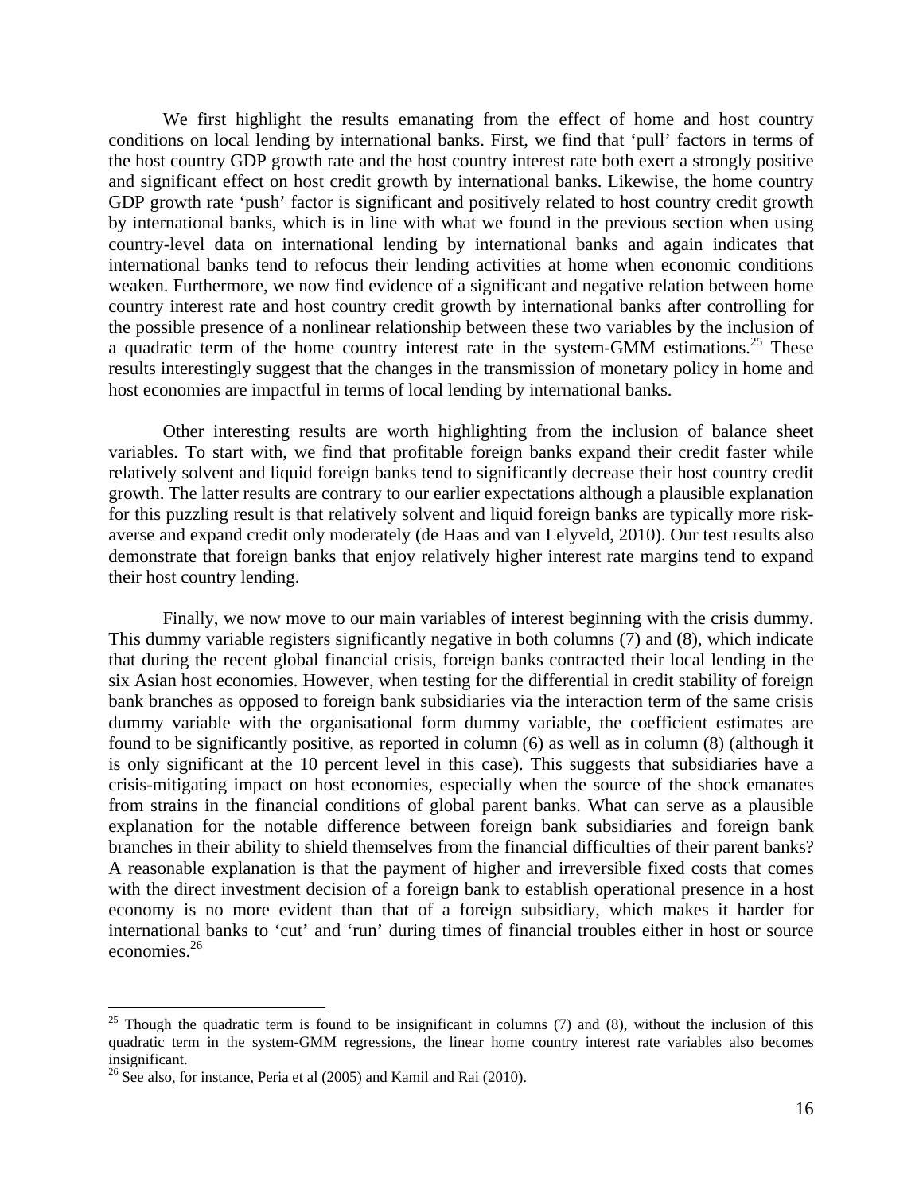We first highlight the results emanating from the effect of home and host country conditions on local lending by international banks. First, we find that 'pull' factors in terms of the host country GDP growth rate and the host country interest rate both exert a strongly positive and significant effect on host credit growth by international banks. Likewise, the home country GDP growth rate 'push' factor is significant and positively related to host country credit growth by international banks, which is in line with what we found in the previous section when using country-level data on international lending by international banks and again indicates that international banks tend to refocus their lending activities at home when economic conditions weaken. Furthermore, we now find evidence of a significant and negative relation between home country interest rate and host country credit growth by international banks after controlling for the possible presence of a nonlinear relationship between these two variables by the inclusion of a quadratic term of the home country interest rate in the system-GMM estimations.[25] These results interestingly suggest that the changes in the transmission of monetary policy in home and host economies are impactful in terms of local lending by international banks.

Other interesting results are worth highlighting from the inclusion of balance sheet variables. To start with, we find that profitable foreign banks expand their credit faster while relatively solvent and liquid foreign banks tend to significantly decrease their host country credit growth. The latter results are contrary to our earlier expectations although a plausible explanation for this puzzling result is that relatively solvent and liquid foreign banks are typically more risk-averse and expand credit only moderately (de Haas and van Lelyveld, 2010). Our test results also demonstrate that foreign banks that enjoy relatively higher interest rate margins tend to expand their host country lending.

Finally, we now move to our main variables of interest beginning with the crisis dummy. This dummy variable registers significantly negative in both columns (7) and (8), which indicate that during the recent global financial crisis, foreign banks contracted their local lending in the six Asian host economies. However, when testing for the differential in credit stability of foreign bank branches as opposed to foreign bank subsidiaries via the interaction term of the same crisis dummy variable with the organisational form dummy variable, the coefficient estimates are found to be significantly positive, as reported in column (6) as well as in column (8) (although it is only significant at the 10 percent level in this case). This suggests that subsidiaries have a crisis-mitigating impact on host economies, especially when the source of the shock emanates from strains in the financial conditions of global parent banks. What can serve as a plausible explanation for the notable difference between foreign bank subsidiaries and foreign bank branches in their ability to shield themselves from the financial difficulties of their parent banks? A reasonable explanation is that the payment of higher and irreversible fixed costs that comes with the direct investment decision of a foreign bank to establish operational presence in a host economy is no more evident than that of a foreign subsidiary, which makes it harder for international banks to 'cut' and 'run' during times of financial troubles either in host or source economies.[26]

---

[25] Though the quadratic term is found to be insignificant in columns (7) and (8), without the inclusion of this quadratic term in the system-GMM regressions, the linear home country interest rate variables also becomes insignificant.

[26] See also, for instance, Peria et al (2005) and Kamil and Rai (2010).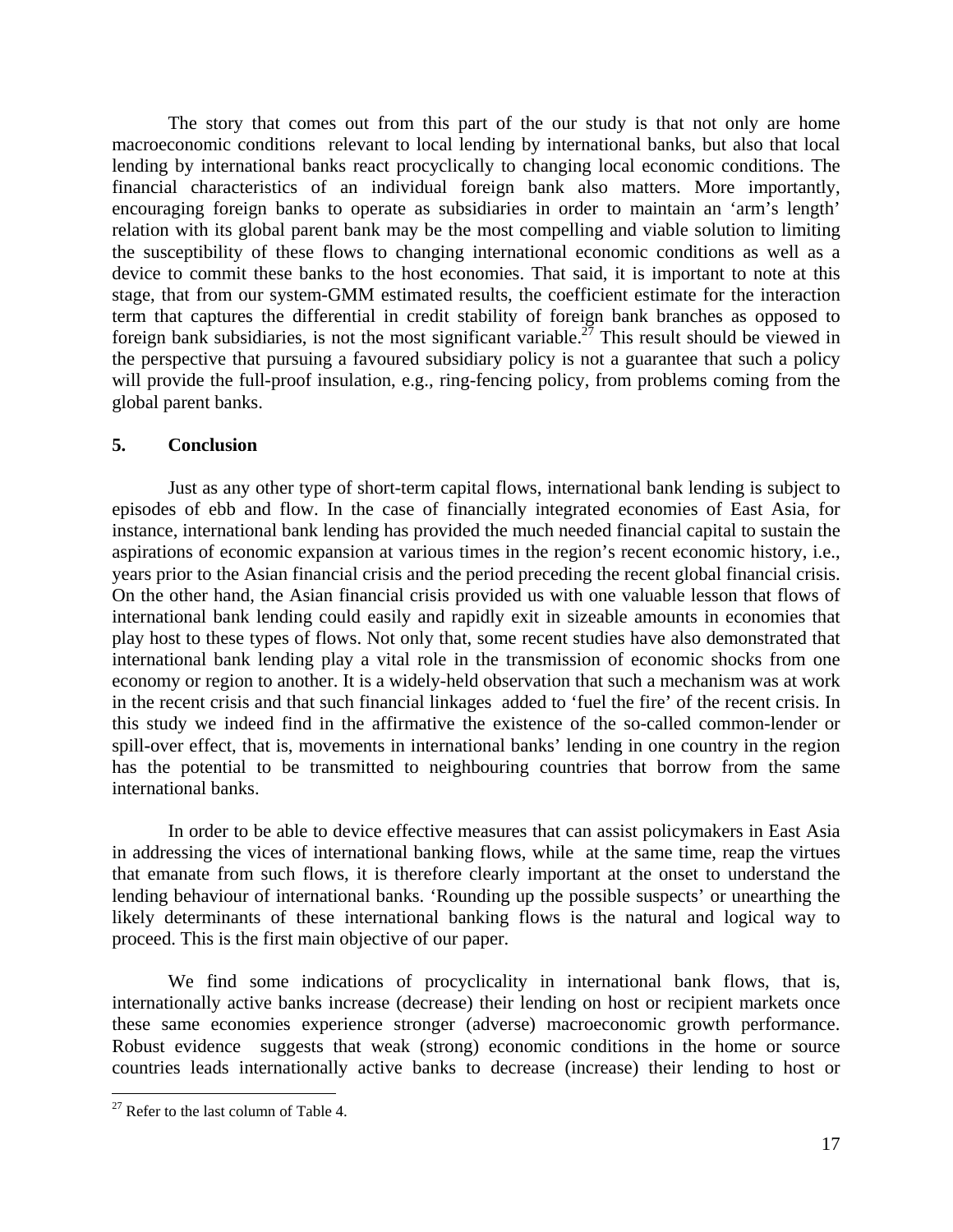The story that comes out from this part of the our study is that not only are home macroeconomic conditions relevant to local lending by international banks, but also that local lending by international banks react procyclically to changing local economic conditions. The financial characteristics of an individual foreign bank also matters. More importantly, encouraging foreign banks to operate as subsidiaries in order to maintain an 'arm's length' relation with its global parent bank may be the most compelling and viable solution to limiting the susceptibility of these flows to changing international economic conditions as well as a device to commit these banks to the host economies. That said, it is important to note at this stage, that from our system-GMM estimated results, the coefficient estimate for the interaction term that captures the differential in credit stability of foreign bank branches as opposed to foreign bank subsidiaries, is not the most significant variable.[27] This result should be viewed in the perspective that pursuing a favoured subsidiary policy is not a guarantee that such a policy will provide the full-proof insulation, e.g., ring-fencing policy, from problems coming from the global parent banks.

## 5. Conclusion

Just as any other type of short-term capital flows, international bank lending is subject to episodes of ebb and flow. In the case of financially integrated economies of East Asia, for instance, international bank lending has provided the much needed financial capital to sustain the aspirations of economic expansion at various times in the region's recent economic history, i.e., years prior to the Asian financial crisis and the period preceding the recent global financial crisis. On the other hand, the Asian financial crisis provided us with one valuable lesson that flows of international bank lending could easily and rapidly exit in sizeable amounts in economies that play host to these types of flows. Not only that, some recent studies have also demonstrated that international bank lending play a vital role in the transmission of economic shocks from one economy or region to another. It is a widely-held observation that such a mechanism was at work in the recent crisis and that such financial linkages added to 'fuel the fire' of the recent crisis. In this study we indeed find in the affirmative the existence of the so-called common-lender or spill-over effect, that is, movements in international banks' lending in one country in the region has the potential to be transmitted to neighbouring countries that borrow from the same international banks.

In order to be able to device effective measures that can assist policymakers in East Asia in addressing the vices of international banking flows, while at the same time, reap the virtues that emanate from such flows, it is therefore clearly important at the onset to understand the lending behaviour of international banks. 'Rounding up the possible suspects' or unearthing the likely determinants of these international banking flows is the natural and logical way to proceed. This is the first main objective of our paper.

We find some indications of procyclicality in international bank flows, that is, internationally active banks increase (decrease) their lending on host or recipient markets once these same economies experience stronger (adverse) macroeconomic growth performance. Robust evidence suggests that weak (strong) economic conditions in the home or source countries leads internationally active banks to decrease (increase) their lending to host or

[27] Refer to the last column of Table 4.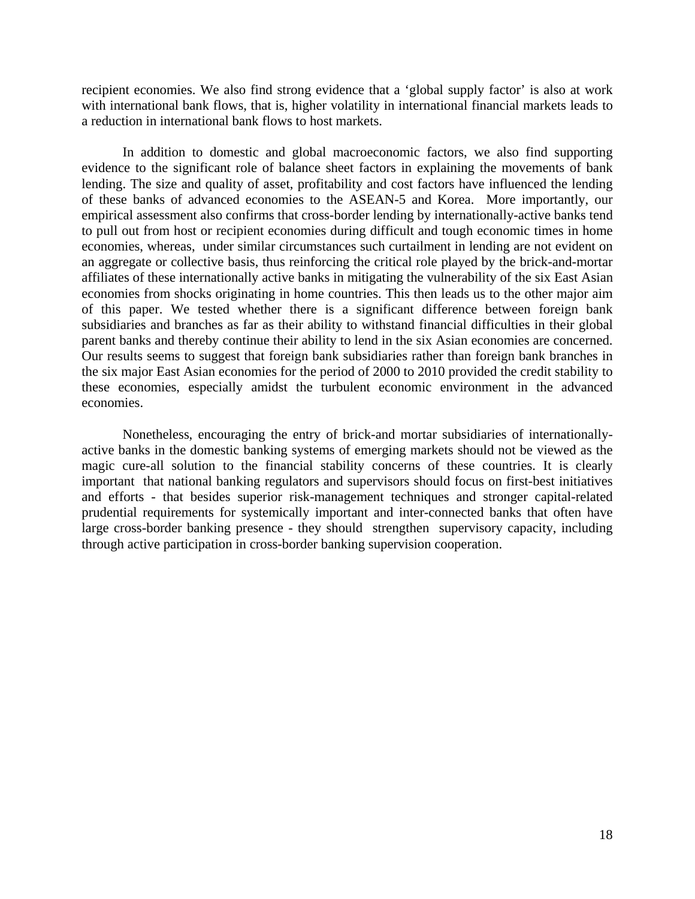recipient economies. We also find strong evidence that a 'global supply factor' is also at work with international bank flows, that is, higher volatility in international financial markets leads to a reduction in international bank flows to host markets.

In addition to domestic and global macroeconomic factors, we also find supporting evidence to the significant role of balance sheet factors in explaining the movements of bank lending. The size and quality of asset, profitability and cost factors have influenced the lending of these banks of advanced economies to the ASEAN-5 and Korea. More importantly, our empirical assessment also confirms that cross-border lending by internationally-active banks tend to pull out from host or recipient economies during difficult and tough economic times in home economies, whereas, under similar circumstances such curtailment in lending are not evident on an aggregate or collective basis, thus reinforcing the critical role played by the brick-and-mortar affiliates of these internationally active banks in mitigating the vulnerability of the six East Asian economies from shocks originating in home countries. This then leads us to the other major aim of this paper. We tested whether there is a significant difference between foreign bank subsidiaries and branches as far as their ability to withstand financial difficulties in their global parent banks and thereby continue their ability to lend in the six Asian economies are concerned. Our results seems to suggest that foreign bank subsidiaries rather than foreign bank branches in the six major East Asian economies for the period of 2000 to 2010 provided the credit stability to these economies, especially amidst the turbulent economic environment in the advanced economies.

Nonetheless, encouraging the entry of brick-and mortar subsidiaries of internationally-active banks in the domestic banking systems of emerging markets should not be viewed as the magic cure-all solution to the financial stability concerns of these countries. It is clearly important that national banking regulators and supervisors should focus on first-best initiatives and efforts - that besides superior risk-management techniques and stronger capital-related prudential requirements for systemically important and inter-connected banks that often have large cross-border banking presence - they should strengthen supervisory capacity, including through active participation in cross-border banking supervision cooperation.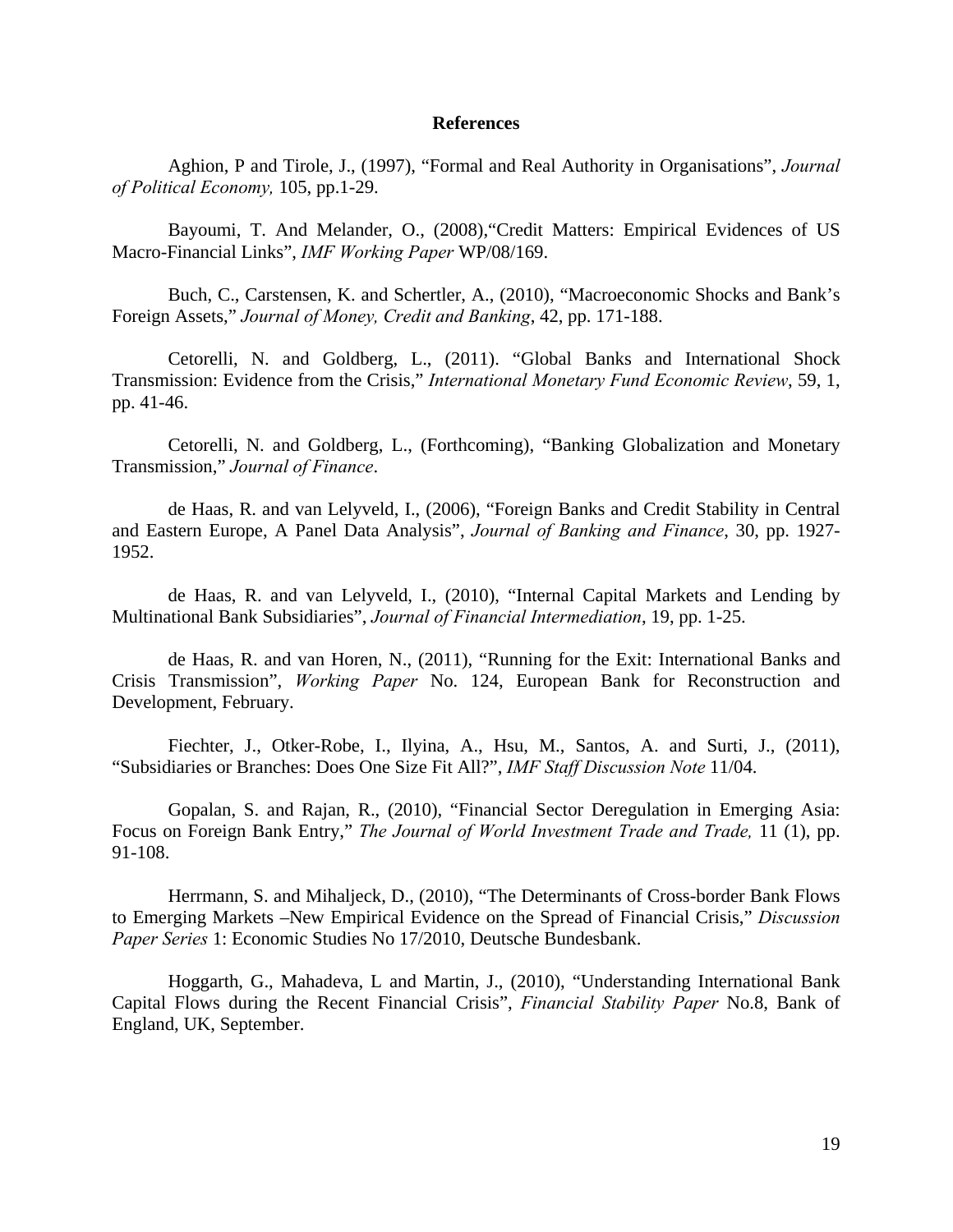# References

Aghion, P and Tirole, J., (1997), “Formal and Real Authority in Organisations”, *Journal of Political Economy,* 105, pp.1-29.

Bayoumi, T. And Melander, O., (2008),“Credit Matters: Empirical Evidences of US Macro-Financial Links”, *IMF Working Paper* WP/08/169.

Buch, C., Carstensen, K. and Schertler, A., (2010), “Macroeconomic Shocks and Bank’s Foreign Assets,” *Journal of Money, Credit and Banking*, 42, pp. 171-188.

Cetorelli, N. and Goldberg, L., (2011). “Global Banks and International Shock Transmission: Evidence from the Crisis,” *International Monetary Fund Economic Review*, 59, 1, pp. 41-46.

Cetorelli, N. and Goldberg, L., (Forthcoming), “Banking Globalization and Monetary Transmission,” *Journal of Finance*.

de Haas, R. and van Lelyveld, I., (2006), “Foreign Banks and Credit Stability in Central and Eastern Europe, A Panel Data Analysis”, *Journal of Banking and Finance*, 30, pp. 1927-1952.

de Haas, R. and van Lelyveld, I., (2010), “Internal Capital Markets and Lending by Multinational Bank Subsidiaries”, *Journal of Financial Intermediation*, 19, pp. 1-25.

de Haas, R. and van Horen, N., (2011), “Running for the Exit: International Banks and Crisis Transmission”, *Working Paper* No. 124, European Bank for Reconstruction and Development, February.

Fiechter, J., Otker-Robe, I., Ilyina, A., Hsu, M., Santos, A. and Surti, J., (2011), “Subsidiaries or Branches: Does One Size Fit All?”, *IMF Staff Discussion Note* 11/04.

Gopalan, S. and Rajan, R., (2010), “Financial Sector Deregulation in Emerging Asia: Focus on Foreign Bank Entry,” *The Journal of World Investment Trade and Trade,* 11 (1), pp. 91-108.

Herrmann, S. and Mihaljeck, D., (2010), “The Determinants of Cross-border Bank Flows to Emerging Markets –New Empirical Evidence on the Spread of Financial Crisis,” *Discussion Paper Series* 1: Economic Studies No 17/2010, Deutsche Bundesbank.

Hoggarth, G., Mahadeva, L and Martin, J., (2010), “Understanding International Bank Capital Flows during the Recent Financial Crisis”, *Financial Stability Paper* No.8, Bank of England, UK, September.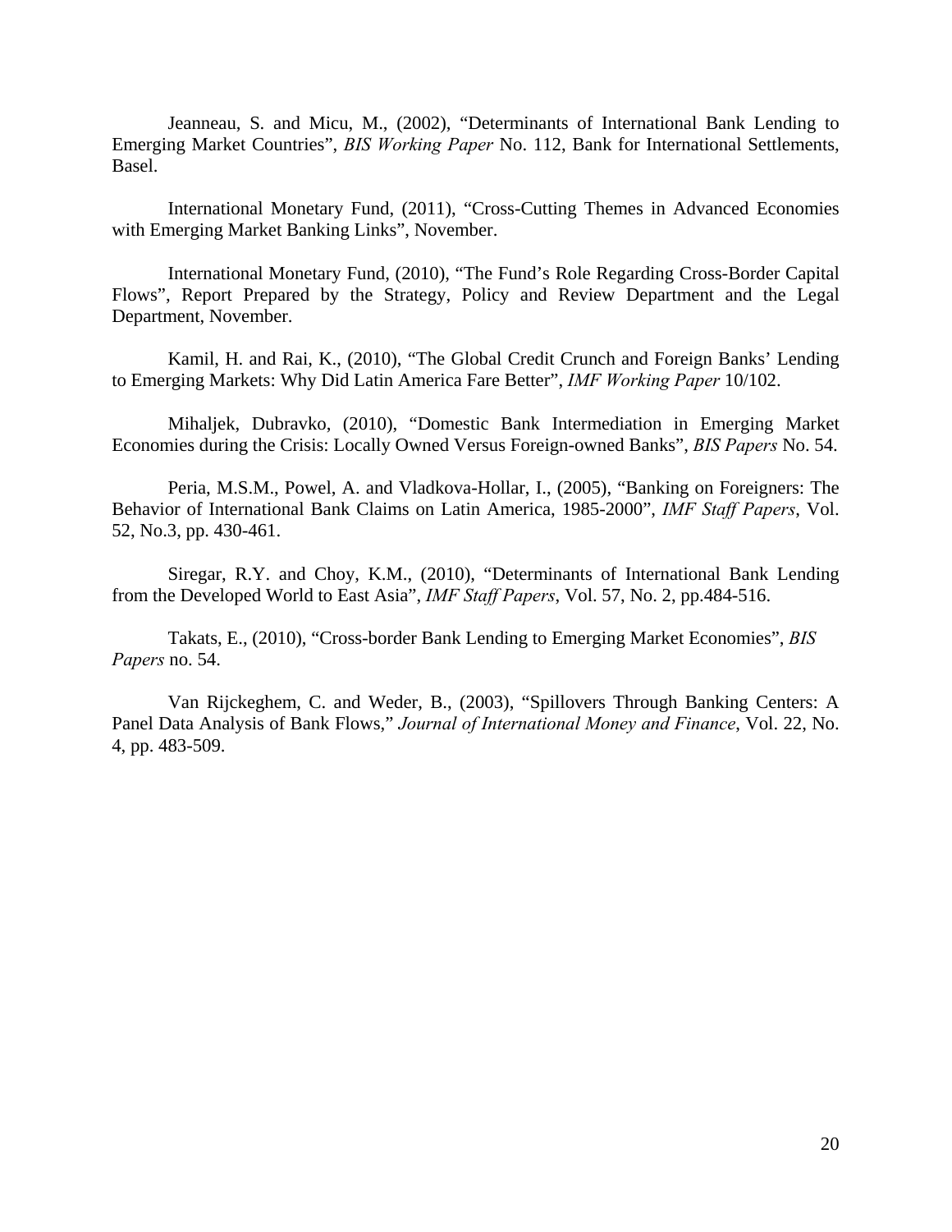Jeanneau, S. and Micu, M., (2002), "Determinants of International Bank Lending to Emerging Market Countries", *BIS Working Paper* No. 112, Bank for International Settlements, Basel.

International Monetary Fund, (2011), "Cross-Cutting Themes in Advanced Economies with Emerging Market Banking Links", November.

International Monetary Fund, (2010), "The Fund's Role Regarding Cross-Border Capital Flows", Report Prepared by the Strategy, Policy and Review Department and the Legal Department, November.

Kamil, H. and Rai, K., (2010), "The Global Credit Crunch and Foreign Banks' Lending to Emerging Markets: Why Did Latin America Fare Better", *IMF Working Paper* 10/102.

Mihaljek, Dubravko, (2010), "Domestic Bank Intermediation in Emerging Market Economies during the Crisis: Locally Owned Versus Foreign-owned Banks", *BIS Papers* No. 54.

Peria, M.S.M., Powel, A. and Vladkova-Hollar, I., (2005), "Banking on Foreigners: The Behavior of International Bank Claims on Latin America, 1985-2000", *IMF Staff Papers*, Vol. 52, No.3, pp. 430-461.

Siregar, R.Y. and Choy, K.M., (2010), "Determinants of International Bank Lending from the Developed World to East Asia", *IMF Staff Papers*, Vol. 57, No. 2, pp.484-516.

Takats, E., (2010), "Cross-border Bank Lending to Emerging Market Economies", *BIS Papers* no. 54.

Van Rijckeghem, C. and Weder, B., (2003), "Spillovers Through Banking Centers: A Panel Data Analysis of Bank Flows," *Journal of International Money and Finance*, Vol. 22, No. 4, pp. 483-509.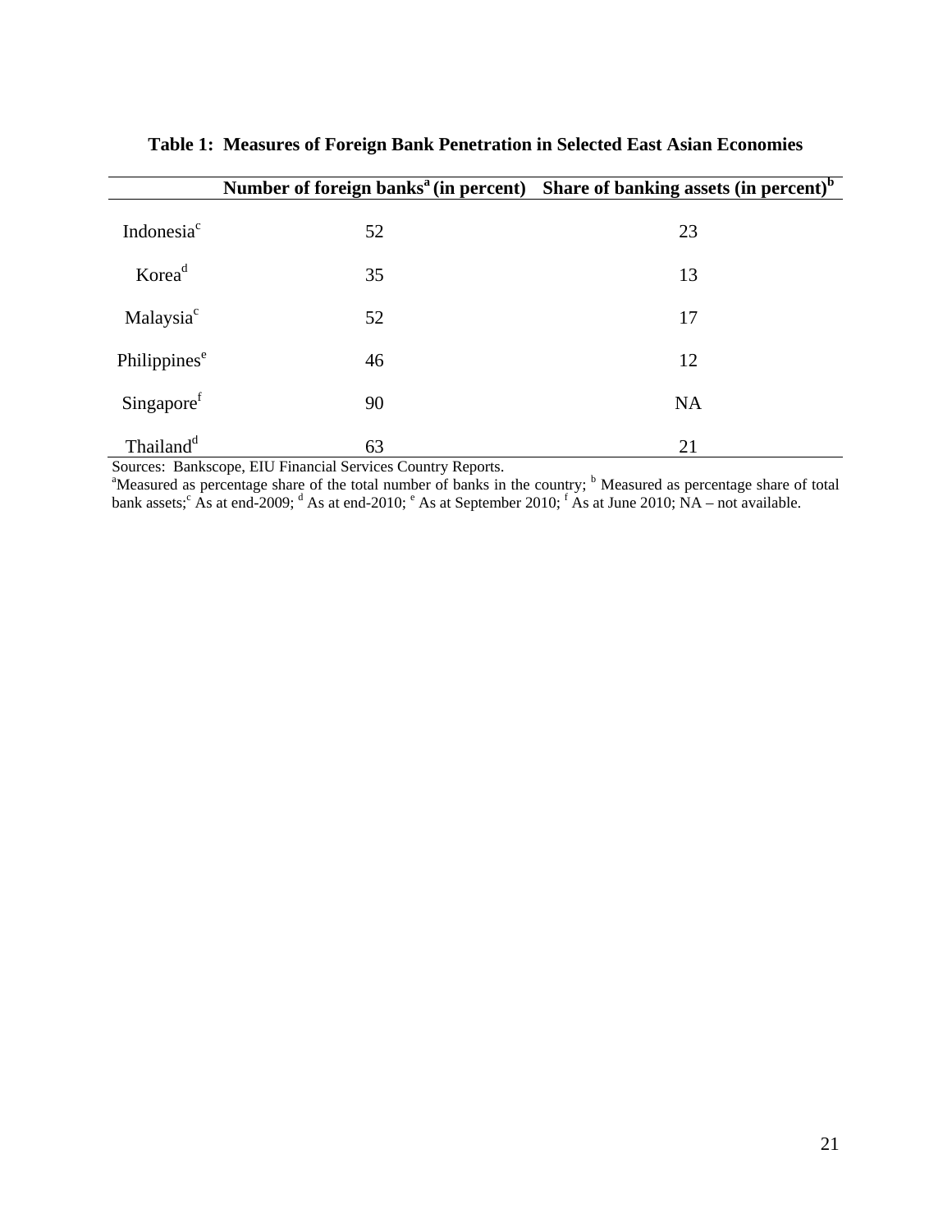**Table 1: Measures of Foreign Bank Penetration in Selected East Asian Economies**

| | Number of foreign banks[a] (in percent) | Share of banking assets (in percent)[b] |
|---|---|---|
| Indonesia[c] | 52 | 23 |
| Korea[d] | 35 | 13 |
| Malaysia[c] | 52 | 17 |
| Philippines[e] | 46 | 12 |
| Singapore[f] | 90 | NA |
| Thailand[d] | 63 | 21 |

Sources: Bankscope, EIU Financial Services Country Reports.

[a]Measured as percentage share of the total number of banks in the country; [b] Measured as percentage share of total bank assets;[c] As at end-2009; [d] As at end-2010; [e] As at September 2010; [f] As at June 2010; NA – not available.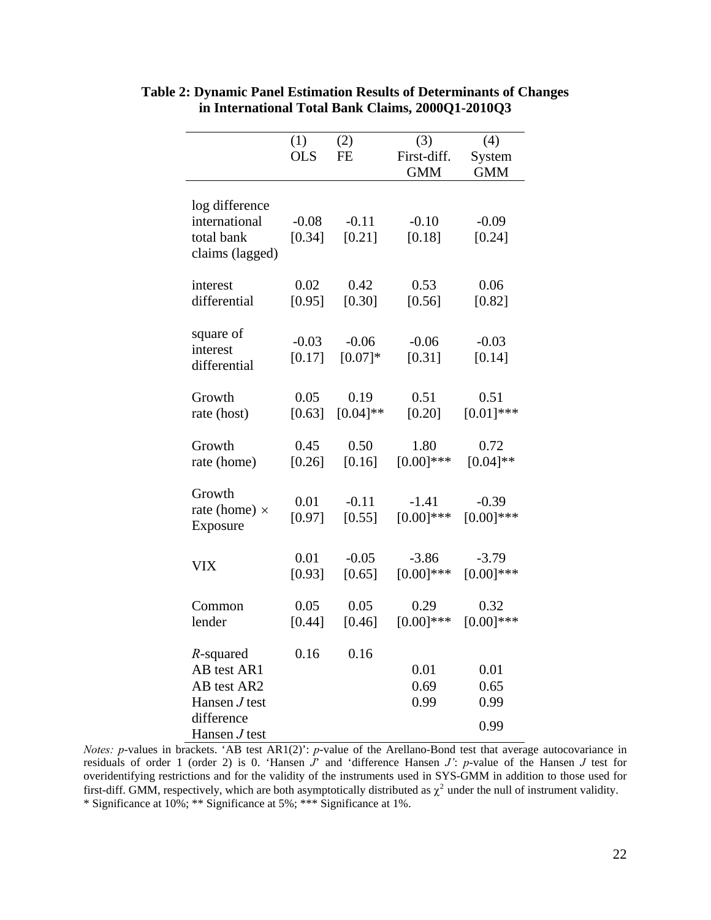**Table 2: Dynamic Panel Estimation Results of Determinants of Changes in International Total Bank Claims, 2000Q1-2010Q3**

| | (1) OLS | (2) FE | (3) First-diff. GMM | (4) System GMM |
|---|---|---|---|---|
| log difference international total bank claims (lagged) | -0.08 [0.34] | -0.11 [0.21] | -0.10 [0.18] | -0.09 [0.24] |
| interest differential | 0.02 [0.95] | 0.42 [0.30] | 0.53 [0.56] | 0.06 [0.82] |
| square of interest differential | -0.03 [0.17] | -0.06 [0.07]* | -0.06 [0.31] | -0.03 [0.14] |
| Growth rate (host) | 0.05 [0.63] | 0.19 [0.04]** | 0.51 [0.20] | 0.51 [0.01]*** |
| Growth rate (home) | 0.45 [0.26] | 0.50 [0.16] | 1.80 [0.00]*** | 0.72 [0.04]** |
| Growth rate (home) $\times$ Exposure | 0.01 [0.97] | -0.11 [0.55] | -1.41 [0.00]*** | -0.39 [0.00]*** |
| VIX | 0.01 [0.93] | -0.05 [0.65] | -3.86 [0.00]*** | -3.79 [0.00]*** |
| Common lender | 0.05 [0.44] | 0.05 [0.46] | 0.29 [0.00]*** | 0.32 [0.00]*** |
| $R$-squared | 0.16 | 0.16 | | |
| AB test AR1 | | | 0.01 | 0.01 |
| AB test AR2 | | | 0.69 | 0.65 |
| Hansen $J$ test | | | 0.99 | 0.99 |
| difference Hansen $J$ test | | | | 0.99 |

*Notes:* $p$-values in brackets. 'AB test AR1(2)': $p$-value of the Arellano-Bond test that average autocovariance in residuals of order 1 (order 2) is 0. 'Hansen $J$' and 'difference Hansen $J$': $p$-value of the Hansen $J$ test for overidentifying restrictions and for the validity of the instruments used in SYS-GMM in addition to those used for first-diff. GMM, respectively, which are both asymptotically distributed as $\chi^2$ under the null of instrument validity.
* Significance at 10%; ** Significance at 5%; *** Significance at 1%.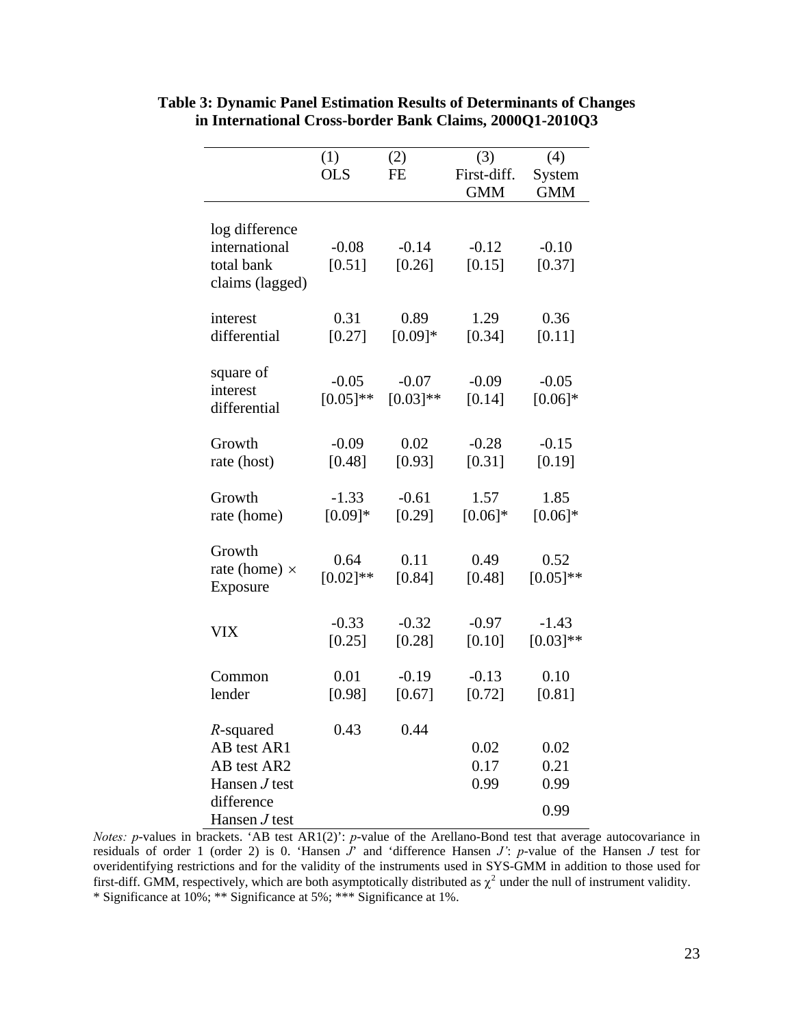**Table 3: Dynamic Panel Estimation Results of Determinants of Changes in International Cross-border Bank Claims, 2000Q1-2010Q3**

| | (1) OLS | (2) FE | (3) First-diff. GMM | (4) System GMM |
|---|---|---|---|---|
| log difference international total bank claims (lagged) | -0.08 [0.51] | -0.14 [0.26] | -0.12 [0.15] | -0.10 [0.37] |
| interest differential | 0.31 [0.27] | 0.89 [0.09]* | 1.29 [0.34] | 0.36 [0.11] |
| square of interest differential | -0.05 [0.05]** | -0.07 [0.03]** | -0.09 [0.14] | -0.05 [0.06]* |
| Growth rate (host) | -0.09 [0.48] | 0.02 [0.93] | -0.28 [0.31] | -0.15 [0.19] |
| Growth rate (home) | -1.33 [0.09]* | -0.61 [0.29] | 1.57 [0.06]* | 1.85 [0.06]* |
| Growth rate (home) × Exposure | 0.64 [0.02]** | 0.11 [0.84] | 0.49 [0.48] | 0.52 [0.05]** |
| VIX | -0.33 [0.25] | -0.32 [0.28] | -0.97 [0.10] | -1.43 [0.03]** |
| Common lender | 0.01 [0.98] | -0.19 [0.67] | -0.13 [0.72] | 0.10 [0.81] |
| *R*-squared | 0.43 | 0.44 | | |
| AB test AR1 | | | 0.02 | 0.02 |
| AB test AR2 | | | 0.17 | 0.21 |
| Hansen *J* test | | | 0.99 | 0.99 |
| difference Hansen *J* test | | | | 0.99 |

*Notes: p*-values in brackets. 'AB test AR1(2)': *p*-value of the Arellano-Bond test that average autocovariance in residuals of order 1 (order 2) is 0. 'Hansen *J*' and 'difference Hansen *J*': *p*-value of the Hansen *J* test for overidentifying restrictions and for the validity of the instruments used in SYS-GMM in addition to those used for first-diff. GMM, respectively, which are both asymptotically distributed as $\chi^2$ under the null of instrument validity.
* Significance at 10%; ** Significance at 5%; *** Significance at 1%.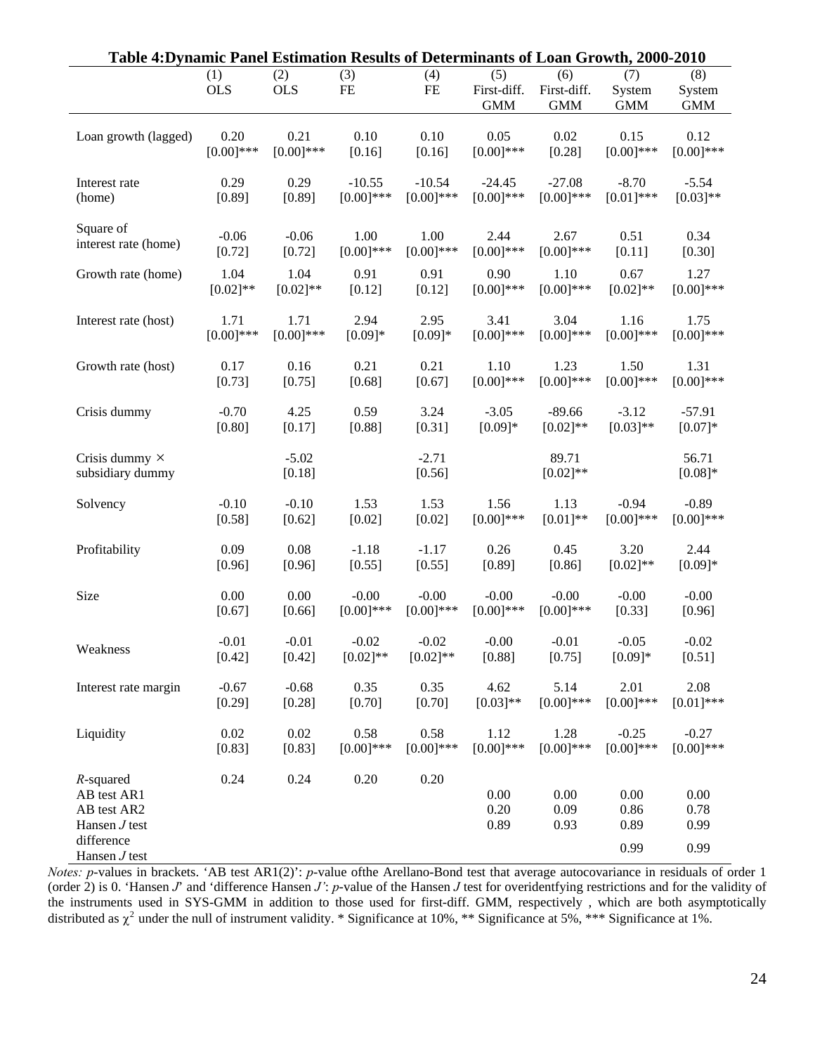**Table 4:Dynamic Panel Estimation Results of Determinants of Loan Growth, 2000-2010**

| | (1) OLS | (2) OLS | (3) FE | (4) FE | (5) First-diff. GMM | (6) First-diff. GMM | (7) System GMM | (8) System GMM |
|---|---|---|---|---|---|---|---|---|
| Loan growth (lagged) | 0.20 | 0.21 | 0.10 | 0.10 | 0.05 | 0.02 | 0.15 | 0.12 |
| | [0.00]*** | [0.00]*** | [0.16] | [0.16] | [0.00]*** | [0.28] | [0.00]*** | [0.00]*** |
| Interest rate (home) | 0.29 | 0.29 | -10.55 | -10.54 | -24.45 | -27.08 | -8.70 | -5.54 |
| | [0.89] | [0.89] | [0.00]*** | [0.00]*** | [0.00]*** | [0.00]*** | [0.01]*** | [0.03]** |
| Square of interest rate (home) | -0.06 | -0.06 | 1.00 | 1.00 | 2.44 | 2.67 | 0.51 | 0.34 |
| | [0.72] | [0.72] | [0.00]*** | [0.00]*** | [0.00]*** | [0.00]*** | [0.11] | [0.30] |
| Growth rate (home) | 1.04 | 1.04 | 0.91 | 0.91 | 0.90 | 1.10 | 0.67 | 1.27 |
| | [0.02]** | [0.02]** | [0.12] | [0.12] | [0.00]*** | [0.00]*** | [0.02]** | [0.00]*** |
| Interest rate (host) | 1.71 | 1.71 | 2.94 | 2.95 | 3.41 | 3.04 | 1.16 | 1.75 |
| | [0.00]*** | [0.00]*** | [0.09]* | [0.09]* | [0.00]*** | [0.00]*** | [0.00]*** | [0.00]*** |
| Growth rate (host) | 0.17 | 0.16 | 0.21 | 0.21 | 1.10 | 1.23 | 1.50 | 1.31 |
| | [0.73] | [0.75] | [0.68] | [0.67] | [0.00]*** | [0.00]*** | [0.00]*** | [0.00]*** |
| Crisis dummy | -0.70 | 4.25 | 0.59 | 3.24 | -3.05 | -89.66 | -3.12 | -57.91 |
| | [0.80] | [0.17] | [0.88] | [0.31] | [0.09]* | [0.02]** | [0.03]** | [0.07]* |
| Crisis dummy × subsidiary dummy | | -5.02 | | -2.71 | | 89.71 | | 56.71 |
| | | [0.18] | | [0.56] | | [0.02]** | | [0.08]* |
| Solvency | -0.10 | -0.10 | 1.53 | 1.53 | 1.56 | 1.13 | -0.94 | -0.89 |
| | [0.58] | [0.62] | [0.02] | [0.02] | [0.00]*** | [0.01]** | [0.00]*** | [0.00]*** |
| Profitability | 0.09 | 0.08 | -1.18 | -1.17 | 0.26 | 0.45 | 3.20 | 2.44 |
| | [0.96] | [0.96] | [0.55] | [0.55] | [0.89] | [0.86] | [0.02]** | [0.09]* |
| Size | 0.00 | 0.00 | -0.00 | -0.00 | -0.00 | -0.00 | -0.00 | -0.00 |
| | [0.67] | [0.66] | [0.00]*** | [0.00]*** | [0.00]*** | [0.00]*** | [0.33] | [0.96] |
| Weakness | -0.01 | -0.01 | -0.02 | -0.02 | -0.00 | -0.01 | -0.05 | -0.02 |
| | [0.42] | [0.42] | [0.02]** | [0.02]** | [0.88] | [0.75] | [0.09]* | [0.51] |
| Interest rate margin | -0.67 | -0.68 | 0.35 | 0.35 | 4.62 | 5.14 | 2.01 | 2.08 |
| | [0.29] | [0.28] | [0.70] | [0.70] | [0.03]** | [0.00]*** | [0.00]*** | [0.01]*** |
| Liquidity | 0.02 | 0.02 | 0.58 | 0.58 | 1.12 | 1.28 | -0.25 | -0.27 |
| | [0.83] | [0.83] | [0.00]*** | [0.00]*** | [0.00]*** | [0.00]*** | [0.00]*** | [0.00]*** |
| *R*-squared | 0.24 | 0.24 | 0.20 | 0.20 | | | | |
| AB test AR1 | | | | | 0.00 | 0.00 | 0.00 | 0.00 |
| AB test AR2 | | | | | 0.20 | 0.09 | 0.86 | 0.78 |
| Hansen *J* test | | | | | 0.89 | 0.93 | 0.89 | 0.99 |
| difference Hansen *J* test | | | | | | | 0.99 | 0.99 |

*Notes: p*-values in brackets. 'AB test AR1(2)': *p*-value ofthe Arellano-Bond test that average autocovariance in residuals of order 1 (order 2) is 0. 'Hansen *J*' and 'difference Hansen *J*': *p*-value of the Hansen *J* test for overidentfying restrictions and for the validity of the instruments used in SYS-GMM in addition to those used for first-diff. GMM, respectively , which are both asymptotically distributed as $\chi^2$ under the null of instrument validity. * Significance at 10%, ** Significance at 5%, *** Significance at 1%.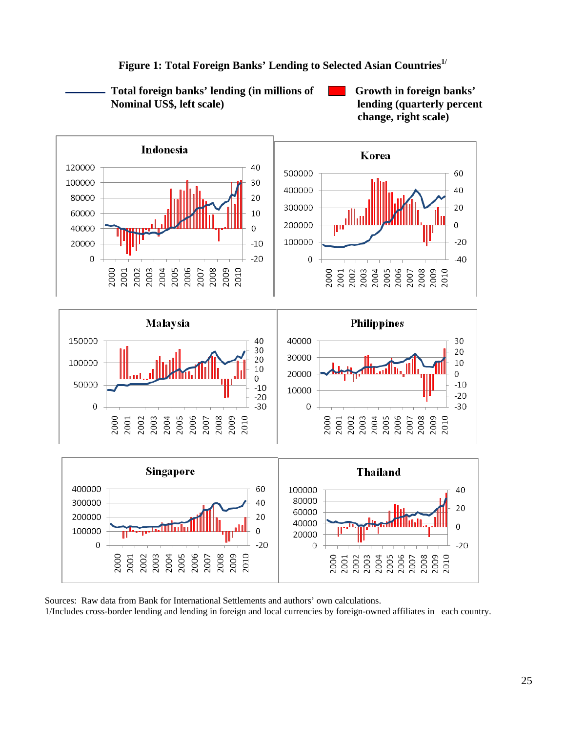**Figure 1: Total Foreign Banks' Lending to Selected Asian Countries[1/]**

Total foreign banks' lending (in millions of Nominal US$, left scale)

Growth in foreign banks' lending (quarterly percent change, right scale)

Sources: Raw data from Bank for International Settlements and authors' own calculations.
1/Includes cross-border lending and lending in foreign and local currencies by foreign-owned affiliates in each country.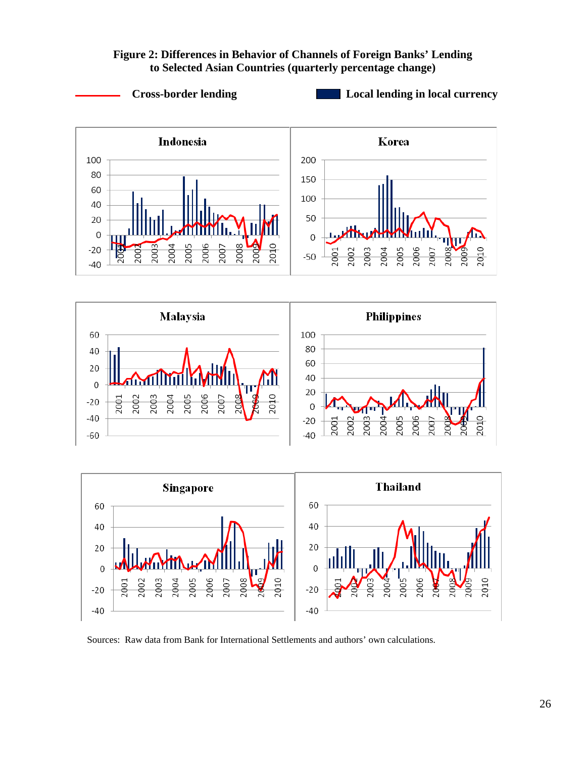**Figure 2: Differences in Behavior of Channels of Foreign Banks' Lending to Selected Asian Countries (quarterly percentage change)**

Sources: Raw data from Bank for International Settlements and authors' own calculations.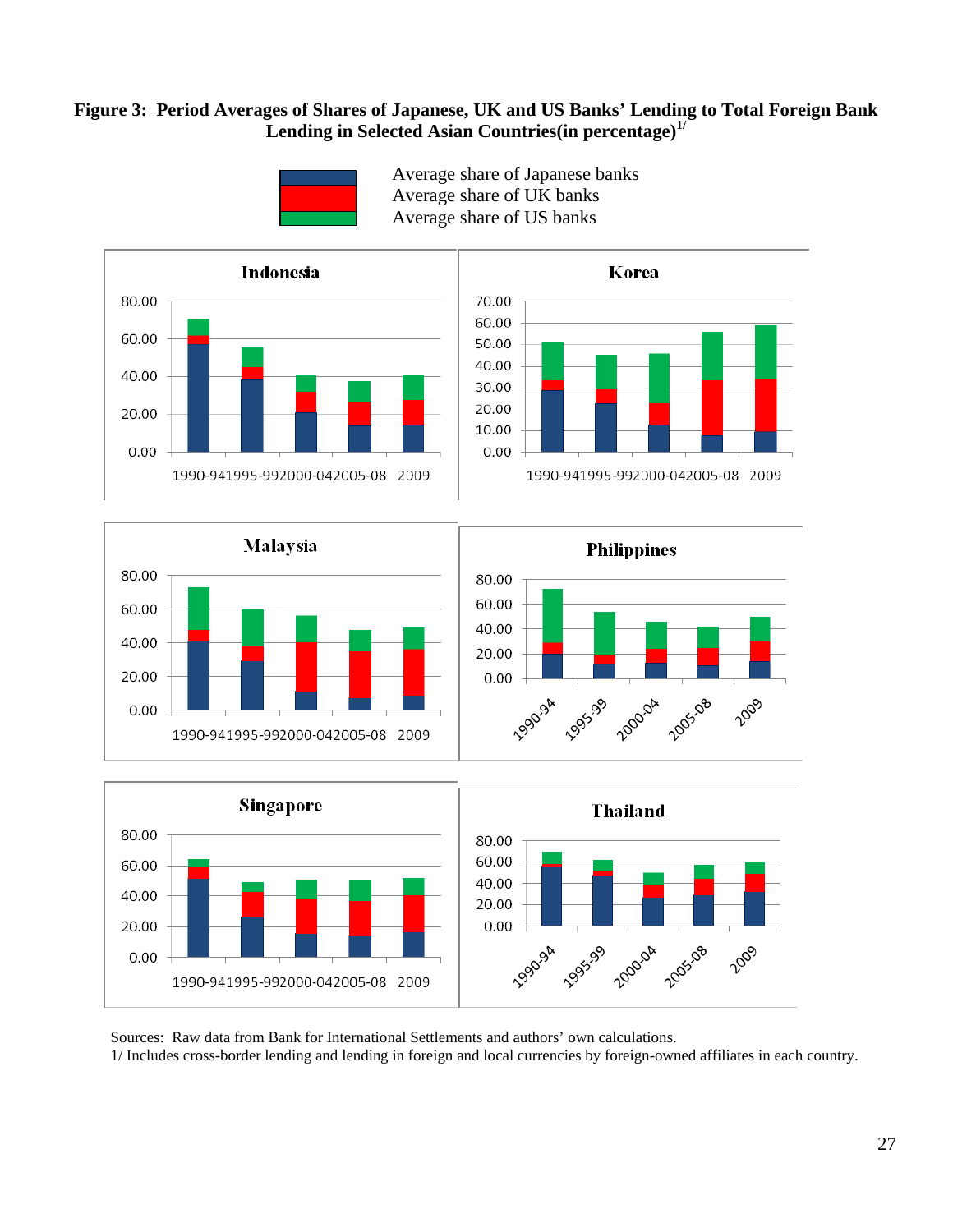**Figure 3: Period Averages of Shares of Japanese, UK and US Banks' Lending to Total Foreign Bank Lending in Selected Asian Countries(in percentage)[1/]**

Average share of Japanese banks
Average share of UK banks
Average share of US banks

Indonesia

80.00
60.00
40.00
20.00
0.00

1990-94 1995-99 2000-04 2005-08 2009

Korea

70.00
60.00
50.00
40.00
30.00
20.00
10.00
0.00

1990-94 1995-99 2000-04 2005-08 2009

Malaysia

80.00
60.00
40.00
20.00
0.00

1990-94 1995-99 2000-04 2005-08 2009

Philippines

80.00
60.00
40.00
20.00
0.00

1990-94 1995-99 2000-04 2005-08 2009

Singapore

80.00
60.00
40.00
20.00
0.00

1990-94 1995-99 2000-04 2005-08 2009

Thailand

80.00
60.00
40.00
20.00
0.00

1990-94 1995-99 2000-04 2005-08 2009

Sources: Raw data from Bank for International Settlements and authors' own calculations.
1/ Includes cross-border lending and lending in foreign and local currencies by foreign-owned affiliates in each country.